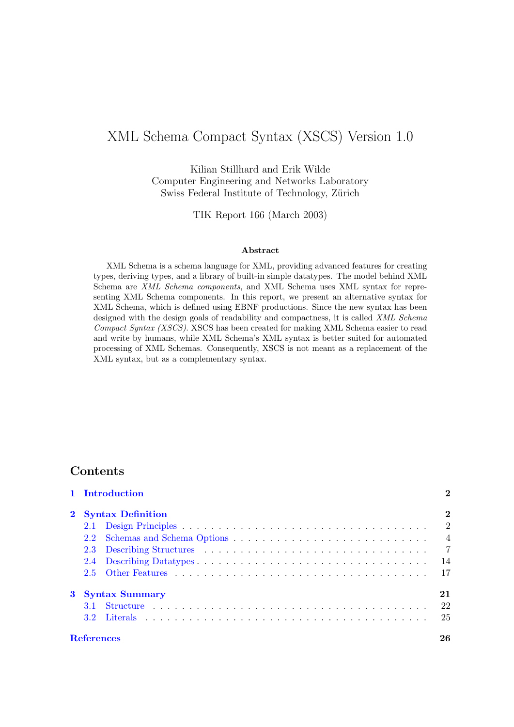# XML Schema Compact Syntax (XSCS) Version 1.0

Kilian Stillhard and Erik Wilde
Computer Engineering and Networks Laboratory
Swiss Federal Institute of Technology, Zürich

TIK Report 166 (March 2003)

**Abstract**

XML Schema is a schema language for XML, providing advanced features for creating types, deriving types, and a library of built-in simple datatypes. The model behind XML Schema are *XML Schema components*, and XML Schema uses XML syntax for representing XML Schema components. In this report, we present an alternative syntax for XML Schema, which is defined using EBNF productions. Since the new syntax has been designed with the design goals of readability and compactness, it is called *XML Schema Compact Syntax (XSCS)*. XSCS has been created for making XML Schema easier to read and write by humans, while XML Schema's XML syntax is better suited for automated processing of XML Schemas. Consequently, XSCS is not meant as a replacement of the XML syntax, but as a complementary syntax.

## Contents

- **1 Introduction** — **2**
- **2 Syntax Definition** — **2**
  - 2.1 Design Principles — 2
  - 2.2 Schemas and Schema Options — 4
  - 2.3 Describing Structures — 7
  - 2.4 Describing Datatypes — 14
  - 2.5 Other Features — 17
- **3 Syntax Summary** — **21**
  - 3.1 Structure — 22
  - 3.2 Literals — 25
- **References** — **26**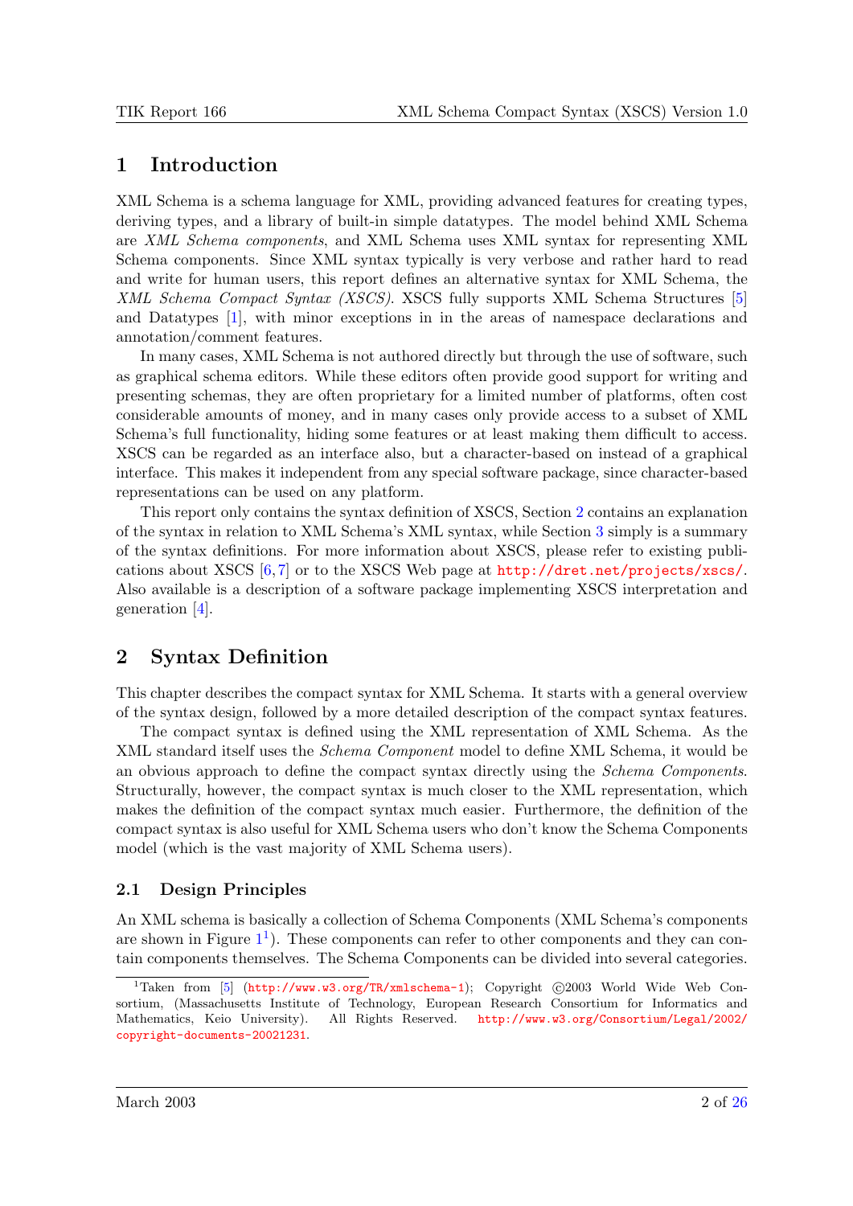# 1 Introduction

XML Schema is a schema language for XML, providing advanced features for creating types, deriving types, and a library of built-in simple datatypes. The model behind XML Schema are *XML Schema components*, and XML Schema uses XML syntax for representing XML Schema components. Since XML syntax typically is very verbose and rather hard to read and write for human users, this report defines an alternative syntax for XML Schema, the *XML Schema Compact Syntax (XSCS)*. XSCS fully supports XML Schema Structures [5] and Datatypes [1], with minor exceptions in in the areas of namespace declarations and annotation/comment features.

In many cases, XML Schema is not authored directly but through the use of software, such as graphical schema editors. While these editors often provide good support for writing and presenting schemas, they are often proprietary for a limited number of platforms, often cost considerable amounts of money, and in many cases only provide access to a subset of XML Schema's full functionality, hiding some features or at least making them difficult to access. XSCS can be regarded as an interface also, but a character-based on instead of a graphical interface. This makes it independent from any special software package, since character-based representations can be used on any platform.

This report only contains the syntax definition of XSCS, Section 2 contains an explanation of the syntax in relation to XML Schema's XML syntax, while Section 3 simply is a summary of the syntax definitions. For more information about XSCS, please refer to existing publications about XSCS [6, 7] or to the XSCS Web page at http://dret.net/projects/xscs/. Also available is a description of a software package implementing XSCS interpretation and generation [4].

# 2 Syntax Definition

This chapter describes the compact syntax for XML Schema. It starts with a general overview of the syntax design, followed by a more detailed description of the compact syntax features.

The compact syntax is defined using the XML representation of XML Schema. As the XML standard itself uses the *Schema Component* model to define XML Schema, it would be an obvious approach to define the compact syntax directly using the *Schema Components*. Structurally, however, the compact syntax is much closer to the XML representation, which makes the definition of the compact syntax much easier. Furthermore, the definition of the compact syntax is also useful for XML Schema users who don't know the Schema Components model (which is the vast majority of XML Schema users).

## 2.1 Design Principles

An XML schema is basically a collection of Schema Components (XML Schema's components are shown in Figure 1[1]). These components can refer to other components and they can contain components themselves. The Schema Components can be divided into several categories.

[1] Taken from [5] (http://www.w3.org/TR/xmlschema-1); Copyright ©2003 World Wide Web Consortium, (Massachusetts Institute of Technology, European Research Consortium for Informatics and Mathematics, Keio University). All Rights Reserved. http://www.w3.org/Consortium/Legal/2002/copyright-documents-20021231.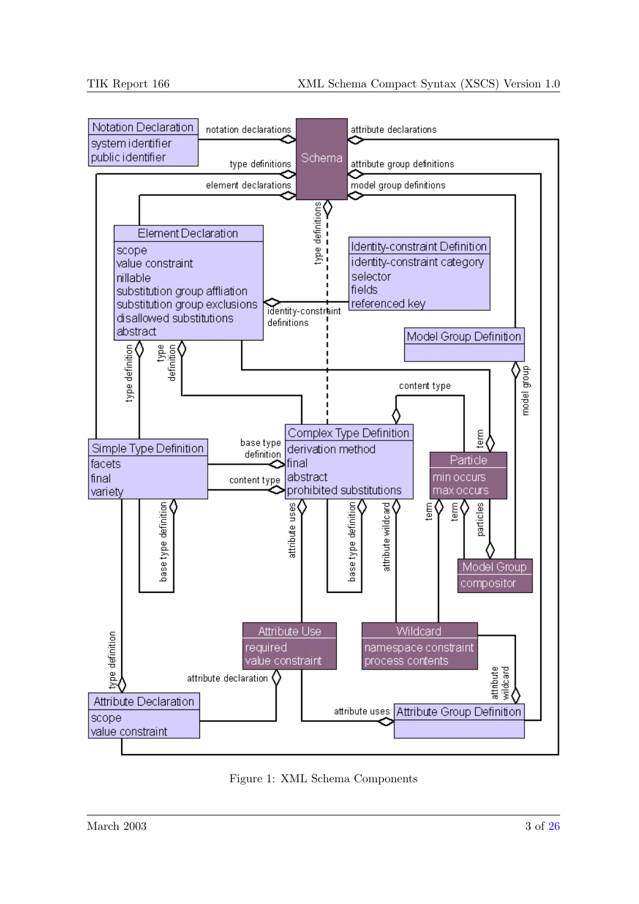Figure 1: XML Schema Components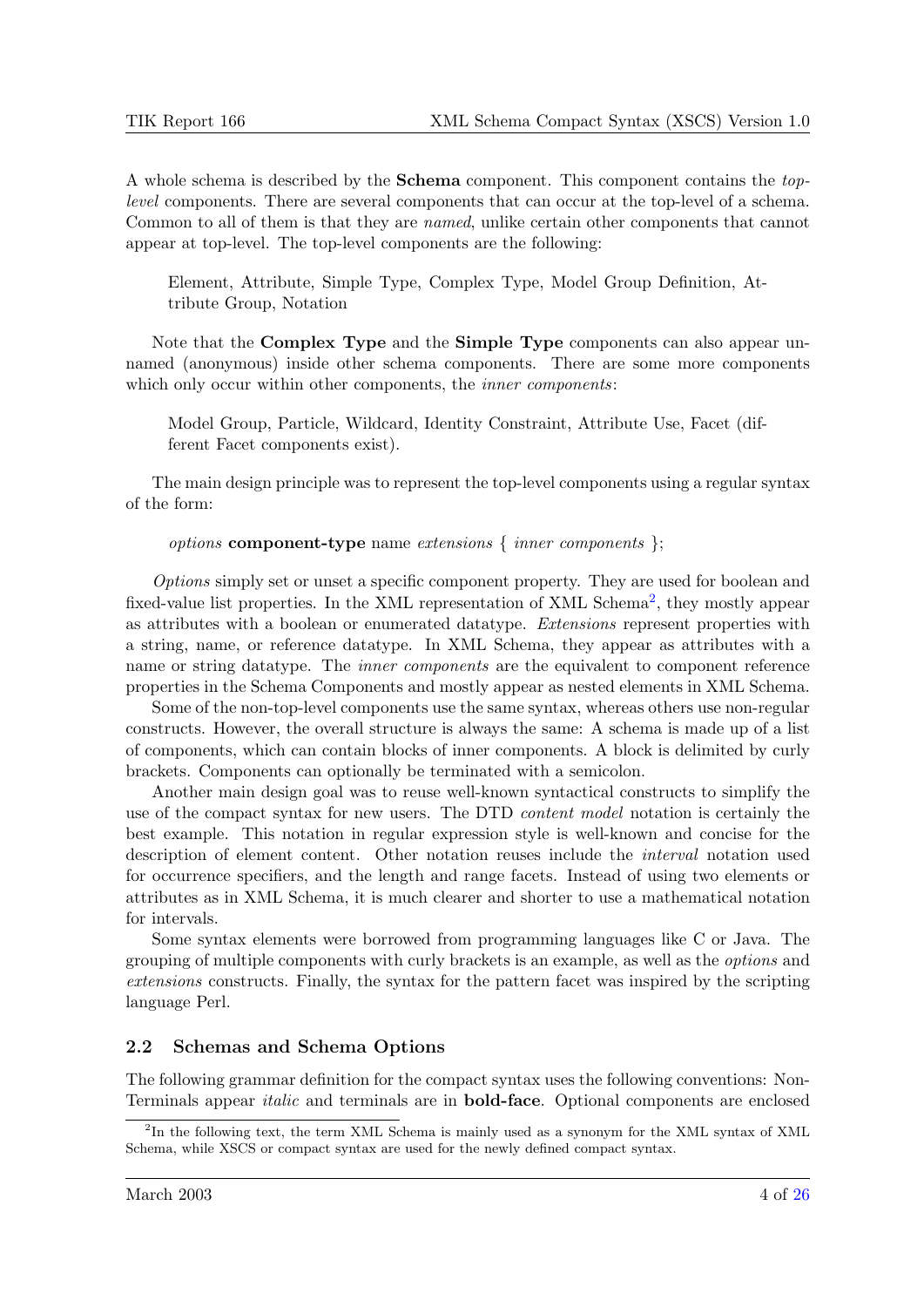A whole schema is described by the **Schema** component. This component contains the *top-level* components. There are several components that can occur at the top-level of a schema. Common to all of them is that they are *named*, unlike certain other components that cannot appear at top-level. The top-level components are the following:

> Element, Attribute, Simple Type, Complex Type, Model Group Definition, Attribute Group, Notation

Note that the **Complex Type** and the **Simple Type** components can also appear unnamed (anonymous) inside other schema components. There are some more components which only occur within other components, the *inner components*:

> Model Group, Particle, Wildcard, Identity Constraint, Attribute Use, Facet (different Facet components exist).

The main design principle was to represent the top-level components using a regular syntax of the form:

> *options* **component-type** name *extensions* { *inner components* };

*Options* simply set or unset a specific component property. They are used for boolean and fixed-value list properties. In the XML representation of XML Schema[2], they mostly appear as attributes with a boolean or enumerated datatype. *Extensions* represent properties with a string, name, or reference datatype. In XML Schema, they appear as attributes with a name or string datatype. The *inner components* are the equivalent to component reference properties in the Schema Components and mostly appear as nested elements in XML Schema.

Some of the non-top-level components use the same syntax, whereas others use non-regular constructs. However, the overall structure is always the same: A schema is made up of a list of components, which can contain blocks of inner components. A block is delimited by curly brackets. Components can optionally be terminated with a semicolon.

Another main design goal was to reuse well-known syntactical constructs to simplify the use of the compact syntax for new users. The DTD *content model* notation is certainly the best example. This notation in regular expression style is well-known and concise for the description of element content. Other notation reuses include the *interval* notation used for occurrence specifiers, and the length and range facets. Instead of using two elements or attributes as in XML Schema, it is much clearer and shorter to use a mathematical notation for intervals.

Some syntax elements were borrowed from programming languages like C or Java. The grouping of multiple components with curly brackets is an example, as well as the *options* and *extensions* constructs. Finally, the syntax for the pattern facet was inspired by the scripting language Perl.

## 2.2 Schemas and Schema Options

The following grammar definition for the compact syntax uses the following conventions: Non-Terminals appear *italic* and terminals are in **bold-face**. Optional components are enclosed

[2] In the following text, the term XML Schema is mainly used as a synonym for the XML syntax of XML Schema, while XSCS or compact syntax are used for the newly defined compact syntax.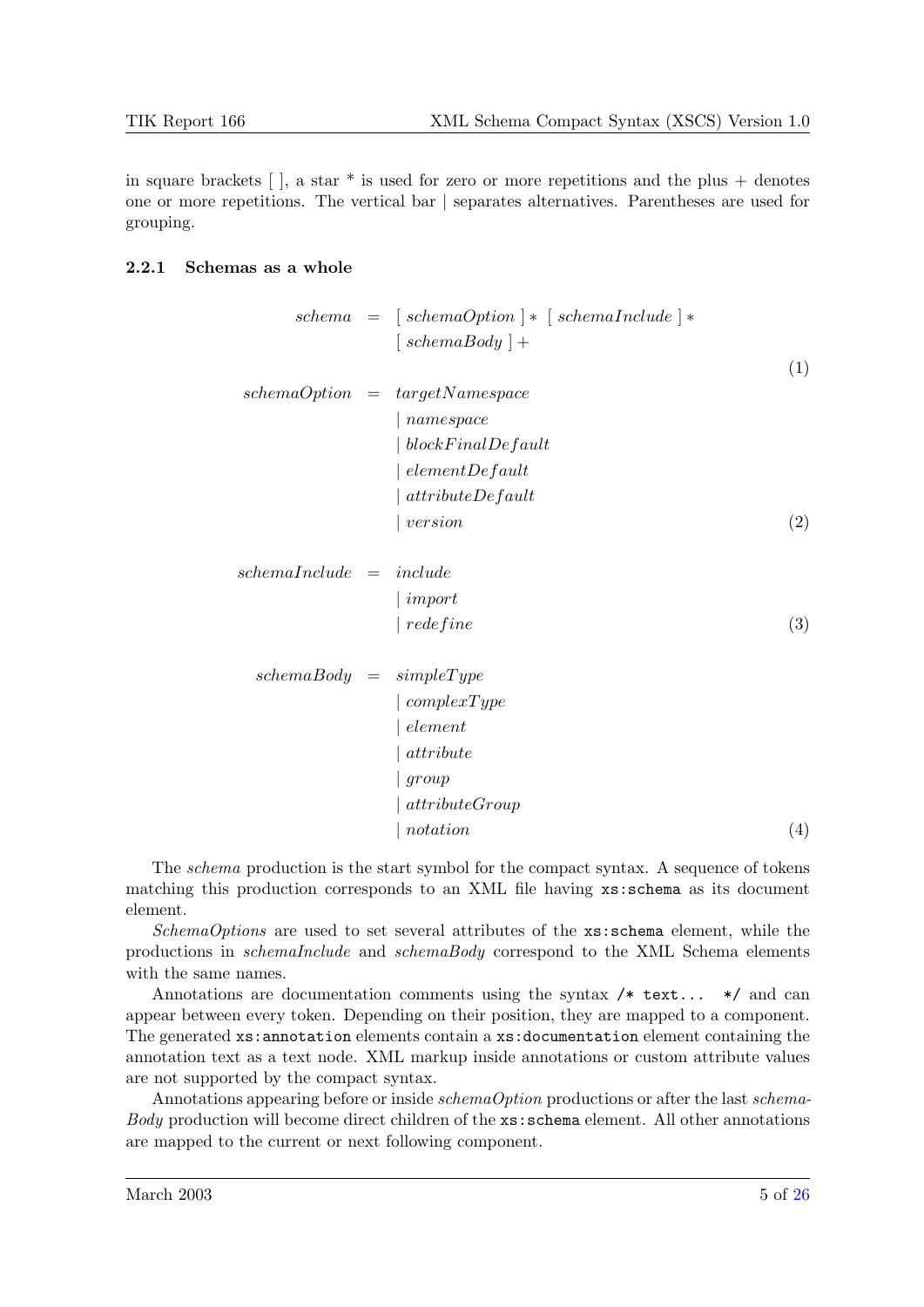in square brackets [ ], a star * is used for zero or more repetitions and the plus + denotes one or more repetitions. The vertical bar | separates alternatives. Parentheses are used for grouping.

### 2.2.1 Schemas as a whole

$$\begin{aligned} schema \quad &= \quad [\ schemaOption\ ]*\ [\ schemaInclude\ ]* \\ &\quad\quad [\ schemaBody\ ]+ \end{aligned} \tag{1}$$

$$\begin{aligned} schemaOption \quad &= \quad targetNamespace \\ &\quad\quad |\ namespace \\ &\quad\quad |\ blockFinalDefault \\ &\quad\quad |\ elementDefault \\ &\quad\quad |\ attributeDefault \\ &\quad\quad |\ version \end{aligned} \tag{2}$$

$$\begin{aligned} schemaInclude \quad &= \quad include \\ &\quad\quad |\ import \\ &\quad\quad |\ redefine \end{aligned} \tag{3}$$

$$\begin{aligned} schemaBody \quad &= \quad simpleType \\ &\quad\quad |\ complexType \\ &\quad\quad |\ element \\ &\quad\quad |\ attribute \\ &\quad\quad |\ group \\ &\quad\quad |\ attributeGroup \\ &\quad\quad |\ notation \end{aligned} \tag{4}$$

The *schema* production is the start symbol for the compact syntax. A sequence of tokens matching this production corresponds to an XML file having `xs:schema` as its document element.

*SchemaOptions* are used to set several attributes of the `xs:schema` element, while the productions in *schemaInclude* and *schemaBody* correspond to the XML Schema elements with the same names.

Annotations are documentation comments using the syntax `/* text... */` and can appear between every token. Depending on their position, they are mapped to a component. The generated `xs:annotation` elements contain a `xs:documentation` element containing the annotation text as a text node. XML markup inside annotations or custom attribute values are not supported by the compact syntax.

Annotations appearing before or inside *schemaOption* productions or after the last *schemaBody* production will become direct children of the `xs:schema` element. All other annotations are mapped to the current or next following component.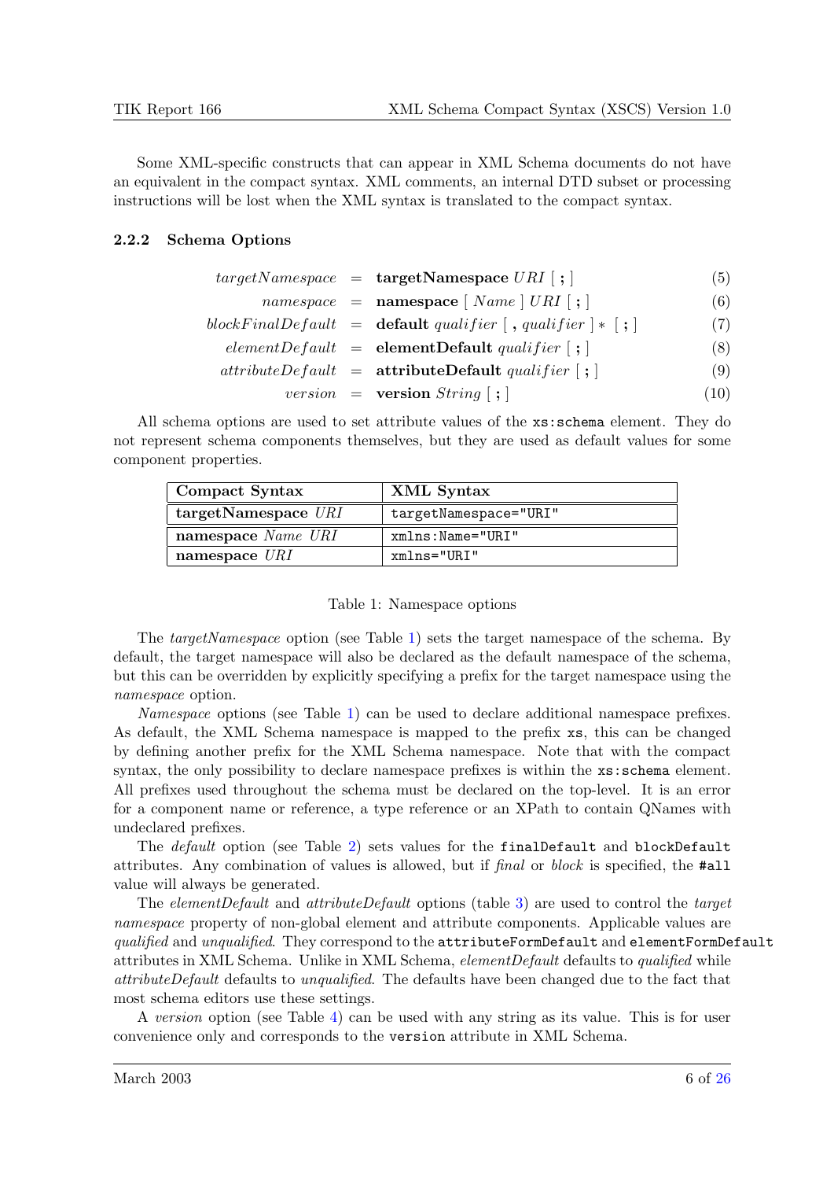Some XML-specific constructs that can appear in XML Schema documents do not have an equivalent in the compact syntax. XML comments, an internal DTD subset or processing instructions will be lost when the XML syntax is translated to the compact syntax.

### 2.2.2 Schema Options

$$targetNamespace \;=\; \textbf{targetNamespace}\ URI\ [\ \textbf{;}\ ] \tag{5}$$

$$namespace \;=\; \textbf{namespace}\ [\ Name\ ]\ URI\ [\ \textbf{;}\ ] \tag{6}$$

$$blockFinalDefault \;=\; \textbf{default}\ qualifier\ [\ \textbf{,}\ qualifier\ ]*\ [\ \textbf{;}\ ] \tag{7}$$

$$elementDefault \;=\; \textbf{elementDefault}\ qualifier\ [\ \textbf{;}\ ] \tag{8}$$

$$attributeDefault \;=\; \textbf{attributeDefault}\ qualifier\ [\ \textbf{;}\ ] \tag{9}$$

$$version \;=\; \textbf{version}\ String\ [\ \textbf{;}\ ] \tag{10}$$

All schema options are used to set attribute values of the `xs:schema` element. They do not represent schema components themselves, but they are used as default values for some component properties.

| Compact Syntax | XML Syntax |
|---|---|
| **targetNamespace** *URI* | `targetNamespace="URI"` |
| **namespace** *Name URI* | `xmlns:Name="URI"` |
| **namespace** *URI* | `xmlns="URI"` |

Table 1: Namespace options

The *targetNamespace* option (see Table 1) sets the target namespace of the schema. By default, the target namespace will also be declared as the default namespace of the schema, but this can be overridden by explicitly specifying a prefix for the target namespace using the *namespace* option.

*Namespace* options (see Table 1) can be used to declare additional namespace prefixes. As default, the XML Schema namespace is mapped to the prefix `xs`, this can be changed by defining another prefix for the XML Schema namespace. Note that with the compact syntax, the only possibility to declare namespace prefixes is within the `xs:schema` element. All prefixes used throughout the schema must be declared on the top-level. It is an error for a component name or reference, a type reference or an XPath to contain QNames with undeclared prefixes.

The *default* option (see Table 2) sets values for the `finalDefault` and `blockDefault` attributes. Any combination of values is allowed, but if *final* or *block* is specified, the `#all` value will always be generated.

The *elementDefault* and *attributeDefault* options (table 3) are used to control the *target namespace* property of non-global element and attribute components. Applicable values are *qualified* and *unqualified*. They correspond to the `attributeFormDefault` and `elementFormDefault` attributes in XML Schema. Unlike in XML Schema, *elementDefault* defaults to *qualified* while *attributeDefault* defaults to *unqualified*. The defaults have been changed due to the fact that most schema editors use these settings.

A *version* option (see Table 4) can be used with any string as its value. This is for user convenience only and corresponds to the `version` attribute in XML Schema.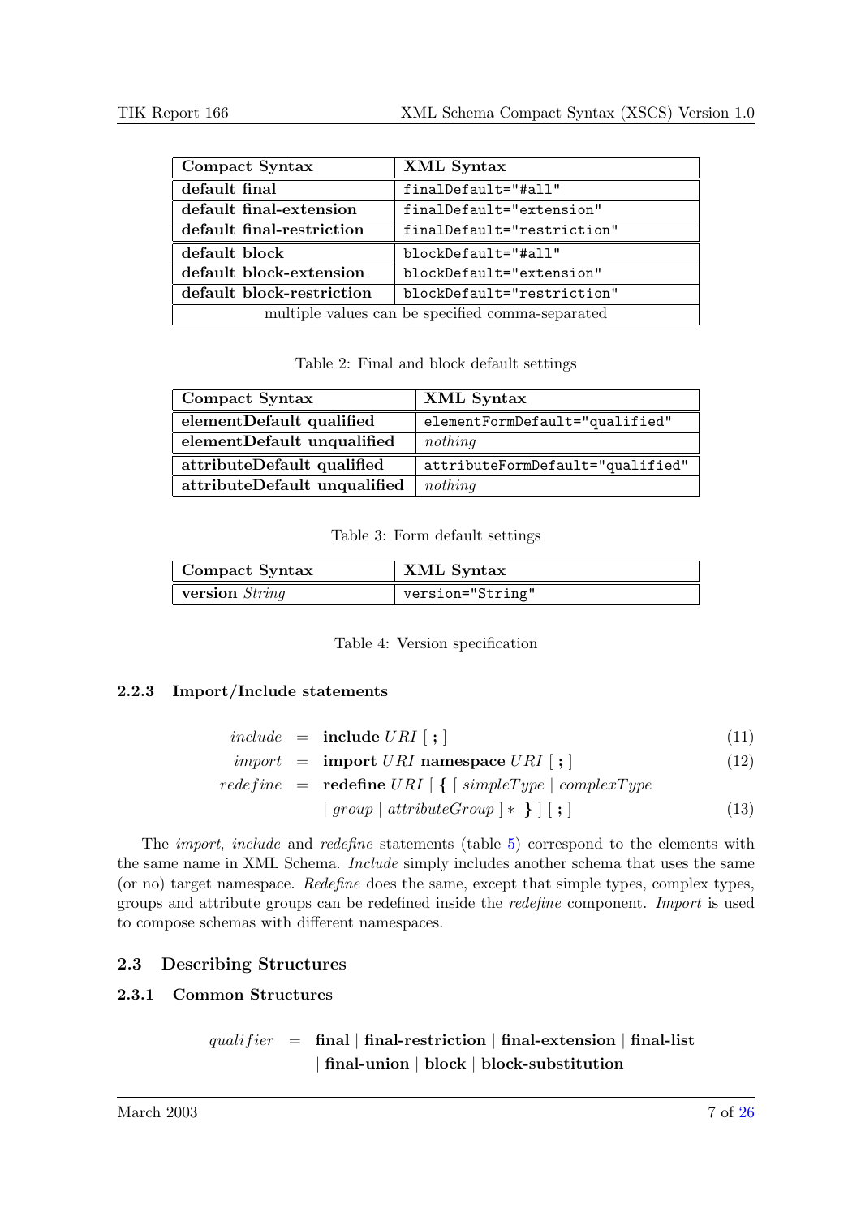| Compact Syntax | XML Syntax |
|---|---|
| **default final** | `finalDefault="#all"` |
| **default final-extension** | `finalDefault="extension"` |
| **default final-restriction** | `finalDefault="restriction"` |
| **default block** | `blockDefault="#all"` |
| **default block-extension** | `blockDefault="extension"` |
| **default block-restriction** | `blockDefault="restriction"` |
| multiple values can be specified comma-separated | |

Table 2: Final and block default settings

| Compact Syntax | XML Syntax |
|---|---|
| **elementDefault qualified** | `elementFormDefault="qualified"` |
| **elementDefault unqualified** | *nothing* |
| **attributeDefault qualified** | `attributeFormDefault="qualified"` |
| **attributeDefault unqualified** | *nothing* |

Table 3: Form default settings

| Compact Syntax | XML Syntax |
|---|---|
| **version** *String* | `version="String"` |

Table 4: Version specification

#### 2.2.3 Import/Include statements

$$include \;=\; \textbf{include}\; URI\; [\; \textbf{;}\; ] \tag{11}$$

$$import \;=\; \textbf{import}\; URI\; \textbf{namespace}\; URI\; [\; \textbf{;}\; ] \tag{12}$$

$$redefine \;=\; \textbf{redefine}\; URI\; [\; \textbf{\{}\; [\; simpleType \mid complexType \mid group \mid attributeGroup\; ] *\; \textbf{\}}\; ]\; [\; \textbf{;}\; ] \tag{13}$$

The *import*, *include* and *redefine* statements (table 5) correspond to the elements with the same name in XML Schema. *Include* simply includes another schema that uses the same (or no) target namespace. *Redefine* does the same, except that simple types, complex types, groups and attribute groups can be redefined inside the *redefine* component. *Import* is used to compose schemas with different namespaces.

### 2.3 Describing Structures

#### 2.3.1 Common Structures

$$qualifier \;=\; \textbf{final} \mid \textbf{final-restriction} \mid \textbf{final-extension} \mid \textbf{final-list} \mid \textbf{final-union} \mid \textbf{block} \mid \textbf{block-substitution}$$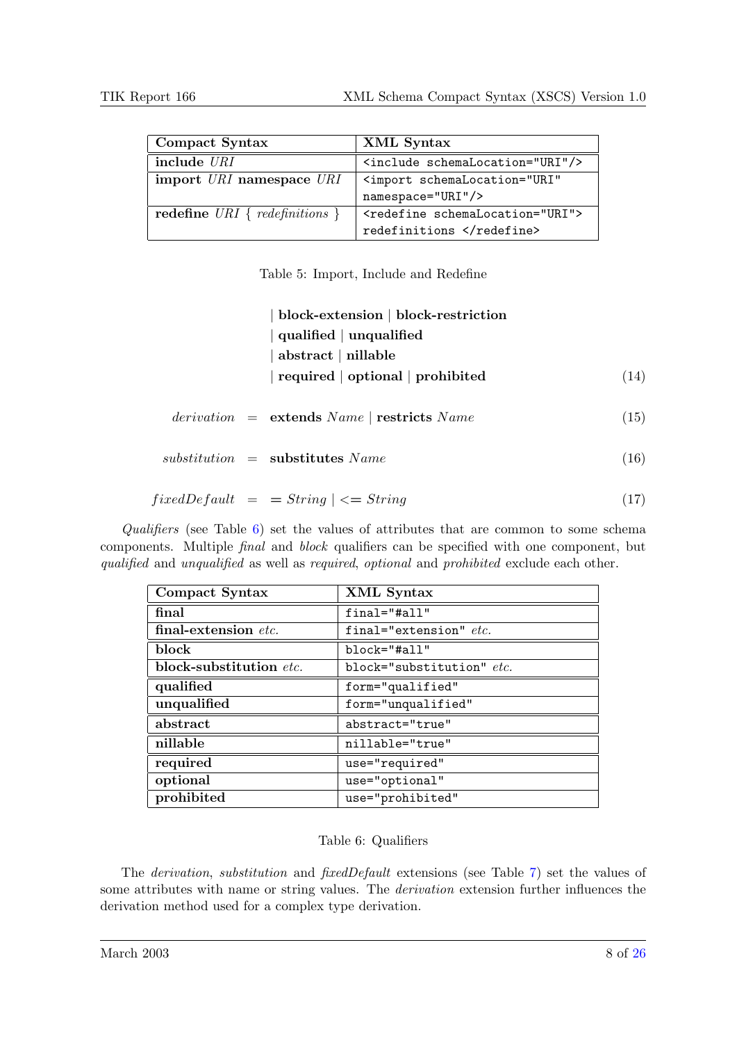| Compact Syntax | XML Syntax |
| --- | --- |
| **include** *URI* | `<include schemaLocation="URI"/>` |
| **import** *URI* **namespace** *URI* | `<import schemaLocation="URI" namespace="URI"/>` |
| **redefine** *URI* { *redefinitions* } | `<redefine schemaLocation="URI"> redefinitions </redefine>` |

Table 5: Import, Include and Redefine

$$
\begin{aligned}
& \mid \textbf{block-extension} \mid \textbf{block-restriction} \\
& \mid \textbf{qualified} \mid \textbf{unqualified} \\
& \mid \textbf{abstract} \mid \textbf{nillable} \\
& \mid \textbf{required} \mid \textbf{optional} \mid \textbf{prohibited}
\end{aligned} \tag{14}
$$

$$
derivation \;=\; \textbf{extends}\ Name \mid \textbf{restricts}\ Name \tag{15}
$$

$$
substitution \;=\; \textbf{substitutes}\ Name \tag{16}
$$

$$
fixedDefault \;=\; = String \mid <= String \tag{17}
$$

*Qualifiers* (see Table 6) set the values of attributes that are common to some schema components. Multiple *final* and *block* qualifiers can be specified with one component, but *qualified* and *unqualified* as well as *required*, *optional* and *prohibited* exclude each other.

| Compact Syntax | XML Syntax |
| --- | --- |
| **final** | `final="#all"` |
| **final-extension** *etc.* | `final="extension"` *etc.* |
| **block** | `block="#all"` |
| **block-substitution** *etc.* | `block="substitution"` *etc.* |
| **qualified** | `form="qualified"` |
| **unqualified** | `form="unqualified"` |
| **abstract** | `abstract="true"` |
| **nillable** | `nillable="true"` |
| **required** | `use="required"` |
| **optional** | `use="optional"` |
| **prohibited** | `use="prohibited"` |

Table 6: Qualifiers

The *derivation*, *substitution* and *fixedDefault* extensions (see Table 7) set the values of some attributes with name or string values. The *derivation* extension further influences the derivation method used for a complex type derivation.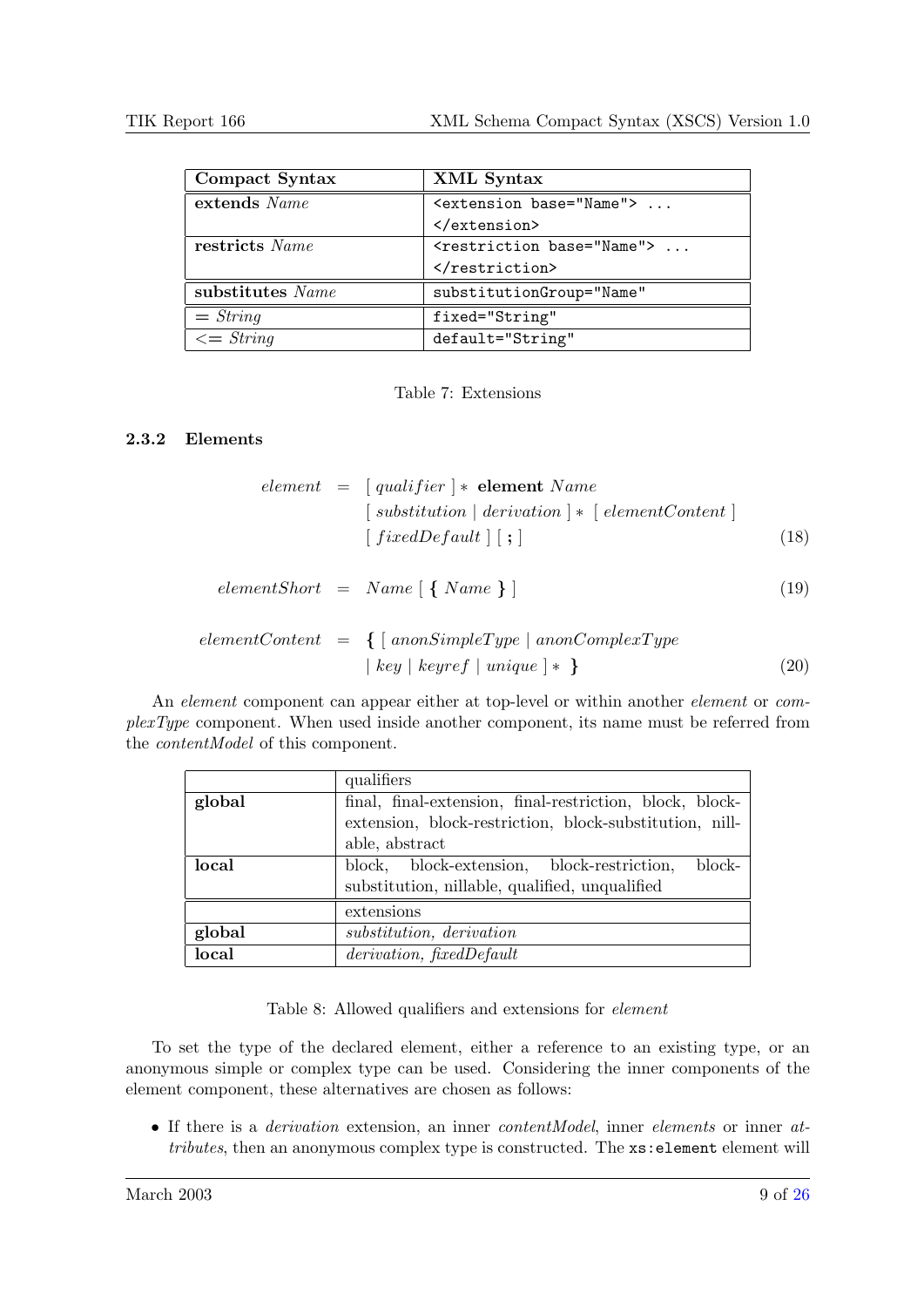| Compact Syntax | XML Syntax |
|---|---|
| **extends** *Name* | `<extension base="Name"> ... </extension>` |
| **restricts** *Name* | `<restriction base="Name"> ... </restriction>` |
| **substitutes** *Name* | `substitutionGroup="Name"` |
| = *String* | `fixed="String"` |
| <= *String* | `default="String"` |

Table 7: Extensions

### 2.3.2 Elements

$$element \;=\; [\; qualifier \;]* \;\textbf{element}\; Name \;[\; substitution \mid derivation \;]* \;[\; elementContent \;]\;[\; fixedDefault \;]\;[\; \textbf{;} \;] \tag{18}$$

$$elementShort \;=\; Name \;[\; \textbf{\{}\; Name \;\textbf{\}} \;] \tag{19}$$

$$elementContent \;=\; \textbf{\{}\;[\; anonSimpleType \mid anonComplexType \mid key \mid keyref \mid unique \;]* \;\textbf{\}} \tag{20}$$

An *element* component can appear either at top-level or within another *element* or *complexType* component. When used inside another component, its name must be referred from the *contentModel* of this component.

| | qualifiers |
|---|---|
| **global** | final, final-extension, final-restriction, block, block-extension, block-restriction, block-substitution, nillable, abstract |
| **local** | block, block-extension, block-restriction, block-substitution, nillable, qualified, unqualified |
| | extensions |
| **global** | *substitution, derivation* |
| **local** | *derivation, fixedDefault* |

Table 8: Allowed qualifiers and extensions for *element*

To set the type of the declared element, either a reference to an existing type, or an anonymous simple or complex type can be used. Considering the inner components of the element component, these alternatives are chosen as follows:

- If there is a *derivation* extension, an inner *contentModel*, inner *elements* or inner *attributes*, then an anonymous complex type is constructed. The `xs:element` element will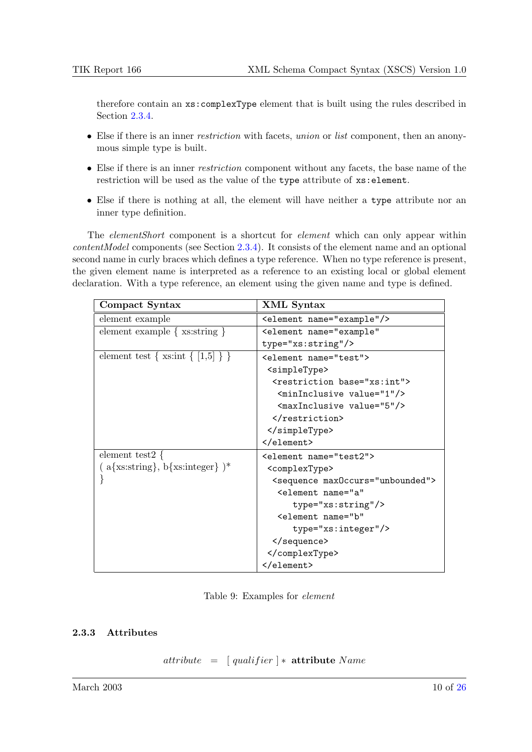therefore contain an `xs:complexType` element that is built using the rules described in Section 2.3.4.

- Else if there is an inner *restriction* with facets, *union* or *list* component, then an anonymous simple type is built.
- Else if there is an inner *restriction* component without any facets, the base name of the restriction will be used as the value of the `type` attribute of `xs:element`.
- Else if there is nothing at all, the element will have neither a `type` attribute nor an inner type definition.

The *elementShort* component is a shortcut for *element* which can only appear within *contentModel* components (see Section 2.3.4). It consists of the element name and an optional second name in curly braces which defines a type reference. When no type reference is present, the given element name is interpreted as a reference to an existing local or global element declaration. With a type reference, an element using the given name and type is defined.

| **Compact Syntax** | **XML Syntax** |
|---|---|
| element example | `<element name="example"/>` |
| element example { xs:string } | `<element name="example" type="xs:string"/>` |
| element test { xs:int { [1,5] } } | `<element name="test"> <simpleType> <restriction base="xs:int"> <minInclusive value="1"/> <maxInclusive value="5"/> </restriction> </simpleType> </element>` |
| element test2 { ( a{xs:string}, b{xs:integer} )* } | `<element name="test2"> <complexType> <sequence maxOccurs="unbounded"> <element name="a" type="xs:string"/> <element name="b" type="xs:integer"/> </sequence> </complexType> </element>` |

Table 9: Examples for *element*

### 2.3.3 Attributes

$$attribute \quad = \quad [\ qualifier\ ] * \ \textbf{attribute}\ Name$$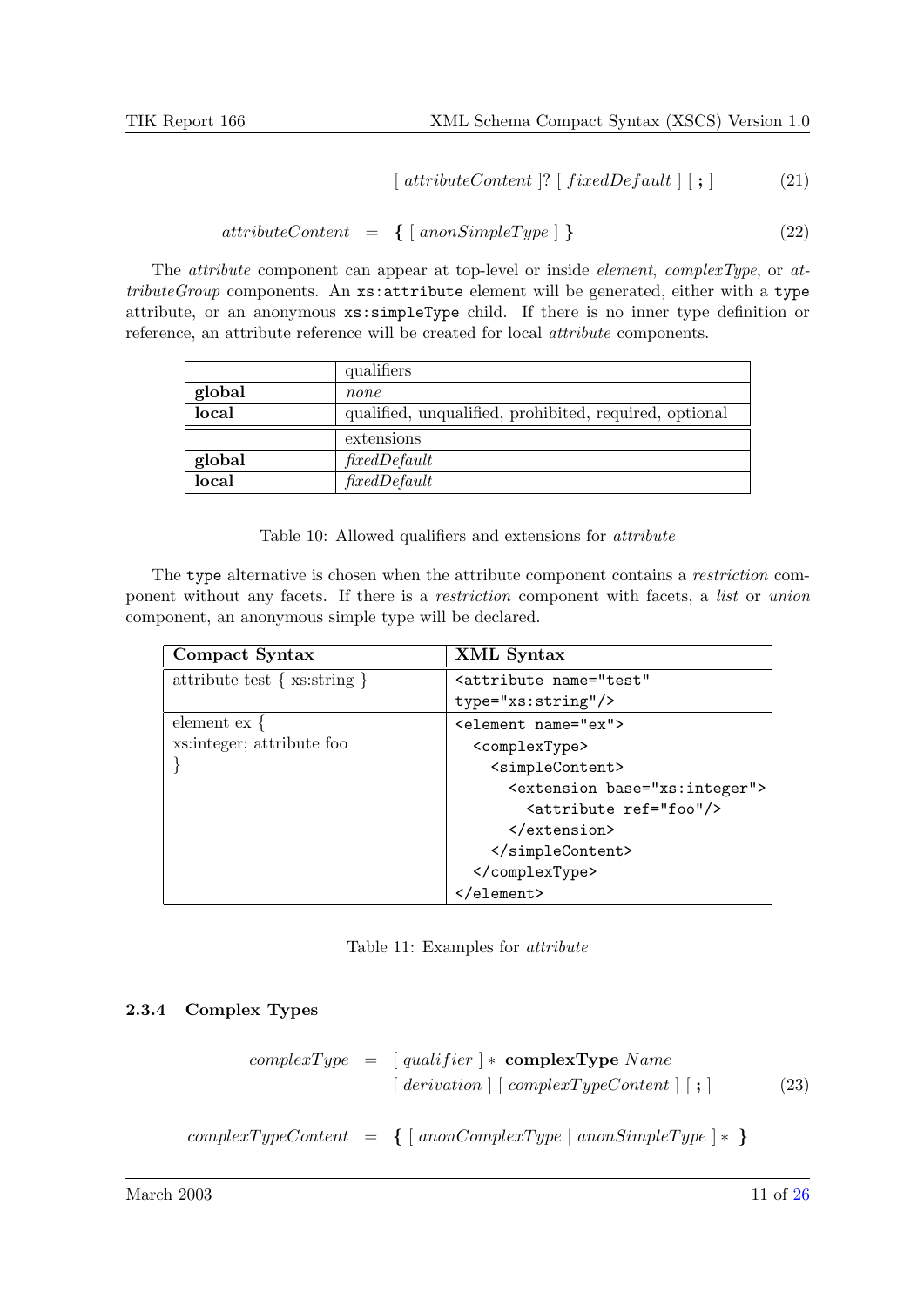$$[\ attributeContent\ ]?\ [\ fixedDefault\ ]\ [\ \mathbf{;}\ ] \tag{21}$$

$$attributeContent \;=\; \mathbf{\{}\ [\ anonSimpleType\ ]\ \mathbf{\}} \tag{22}$$

The *attribute* component can appear at top-level or inside *element*, *complexType*, or *attributeGroup* components. An `xs:attribute` element will be generated, either with a `type` attribute, or an anonymous `xs:simpleType` child. If there is no inner type definition or reference, an attribute reference will be created for local *attribute* components.

| | qualifiers |
|---|---|
| **global** | *none* |
| **local** | qualified, unqualified, prohibited, required, optional |
| | extensions |
| **global** | *fixedDefault* |
| **local** | *fixedDefault* |

Table 10: Allowed qualifiers and extensions for *attribute*

The `type` alternative is chosen when the attribute component contains a *restriction* component without any facets. If there is a *restriction* component with facets, a *list* or *union* component, an anonymous simple type will be declared.

| **Compact Syntax** | **XML Syntax** |
|---|---|
| attribute test { xs:string } | `<attribute name="test" type="xs:string"/>` |
| element ex { xs:integer; attribute foo } | `<element name="ex"> <complexType> <simpleContent> <extension base="xs:integer"> <attribute ref="foo"/> </extension> </simpleContent> </complexType> </element>` |

Table 11: Examples for *attribute*

### 2.3.4 Complex Types

$$complexType \;=\; [\ qualifier\ ]*\ \mathbf{complexType}\ Name$$
$$[\ derivation\ ]\ [\ complexTypeContent\ ]\ [\ \mathbf{;}\ ] \tag{23}$$

$$complexTypeContent \;=\; \mathbf{\{}\ [\ anonComplexType\ |\ anonSimpleType\ ]*\ \mathbf{\}}$$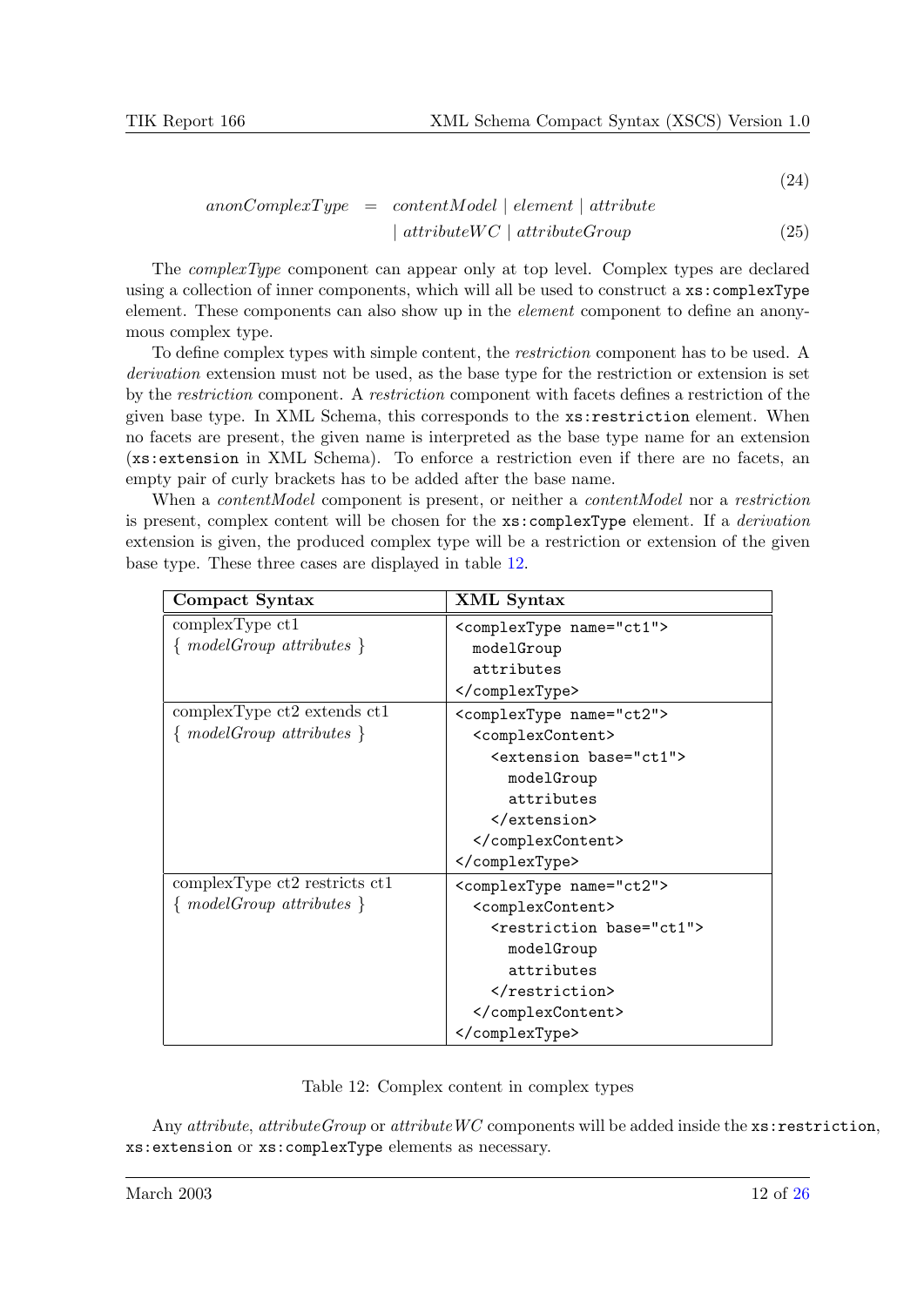$$(24)$$

$$anonComplexType \;=\; contentModel \mid element \mid attribute \mid attributeWC \mid attributeGroup \tag{25}$$

The *complexType* component can appear only at top level. Complex types are declared using a collection of inner components, which will all be used to construct a `xs:complexType` element. These components can also show up in the *element* component to define an anonymous complex type.

To define complex types with simple content, the *restriction* component has to be used. A *derivation* extension must not be used, as the base type for the restriction or extension is set by the *restriction* component. A *restriction* component with facets defines a restriction of the given base type. In XML Schema, this corresponds to the `xs:restriction` element. When no facets are present, the given name is interpreted as the base type name for an extension (`xs:extension` in XML Schema). To enforce a restriction even if there are no facets, an empty pair of curly brackets has to be added after the base name.

When a *contentModel* component is present, or neither a *contentModel* nor a *restriction* is present, complex content will be chosen for the `xs:complexType` element. If a *derivation* extension is given, the produced complex type will be a restriction or extension of the given base type. These three cases are displayed in table 12.

| **Compact Syntax** | **XML Syntax** |
|---|---|
| complexType ct1 { *modelGroup attributes* } | `<complexType name="ct1">` `modelGroup` `attributes` `</complexType>` |
| complexType ct2 extends ct1 { *modelGroup attributes* } | `<complexType name="ct2">` `<complexContent>` `<extension base="ct1">` `modelGroup` `attributes` `</extension>` `</complexContent>` `</complexType>` |
| complexType ct2 restricts ct1 { *modelGroup attributes* } | `<complexType name="ct2">` `<complexContent>` `<restriction base="ct1">` `modelGroup` `attributes` `</restriction>` `</complexContent>` `</complexType>` |

Table 12: Complex content in complex types

Any *attribute*, *attributeGroup* or *attributeWC* components will be added inside the `xs:restriction`, `xs:extension` or `xs:complexType` elements as necessary.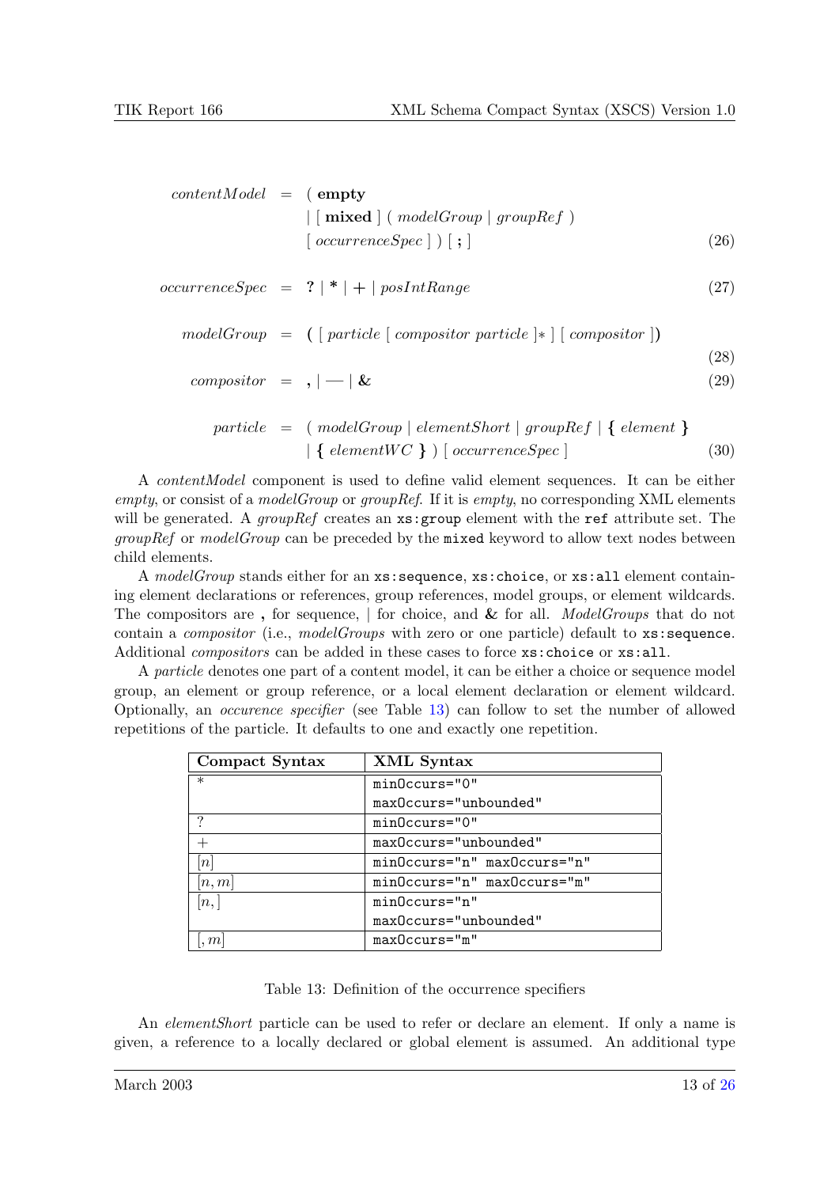$$contentModel \;=\; (\,\textbf{empty} \;|\; [\,\textbf{mixed}\,]\;(\,modelGroup \;|\; groupRef\,)\;[\,occurrenceSpec\,]\,)\;[\,\textbf{;}\,] \tag{26}$$

$$occurrenceSpec \;=\; \textbf{?} \;|\; \textbf{*} \;|\; \textbf{+} \;|\; posIntRange \tag{27}$$

$$modelGroup \;=\; \textbf{(}\;[\,particle\;[\,compositor\;particle\,]*\,]\;[\,compositor\,]\,\textbf{)} \tag{28}$$

$$compositor \;=\; \textbf{,} \;|\; \textbf{|} \;|\; \textbf{\&} \tag{29}$$

$$particle \;=\; (\,modelGroup \;|\; elementShort \;|\; groupRef \;|\; \textbf{\{}\;element\;\textbf{\}} \;|\; \textbf{\{}\;elementWC\;\textbf{\}}\,)\;[\,occurrenceSpec\,] \tag{30}$$

A *contentModel* component is used to define valid element sequences. It can be either *empty*, or consist of a *modelGroup* or *groupRef*. If it is *empty*, no corresponding XML elements will be generated. A *groupRef* creates an `xs:group` element with the `ref` attribute set. The *groupRef* or *modelGroup* can be preceded by the `mixed` keyword to allow text nodes between child elements.

A *modelGroup* stands either for an `xs:sequence`, `xs:choice`, or `xs:all` element containing element declarations or references, group references, model groups, or element wildcards. The compositors are **,** for sequence, | for choice, and **&** for all. *ModelGroups* that do not contain a *compositor* (i.e., *modelGroups* with zero or one particle) default to `xs:sequence`. Additional *compositors* can be added in these cases to force `xs:choice` or `xs:all`.

A *particle* denotes one part of a content model, it can be either a choice or sequence model group, an element or group reference, or a local element declaration or element wildcard. Optionally, an *occurence specifier* (see Table 13) can follow to set the number of allowed repetitions of the particle. It defaults to one and exactly one repetition.

| Compact Syntax | XML Syntax |
|---|---|
| $*$ | `minOccurs="0"` `maxOccurs="unbounded"` |
| $?$ | `minOccurs="0"` |
| $+$ | `maxOccurs="unbounded"` |
| $[n]$ | `minOccurs="n" maxOccurs="n"` |
| $[n, m]$ | `minOccurs="n" maxOccurs="m"` |
| $[n, ]$ | `minOccurs="n"` `maxOccurs="unbounded"` |
| $[, m]$ | `maxOccurs="m"` |

Table 13: Definition of the occurrence specifiers

An *elementShort* particle can be used to refer or declare an element. If only a name is given, a reference to a locally declared or global element is assumed. An additional type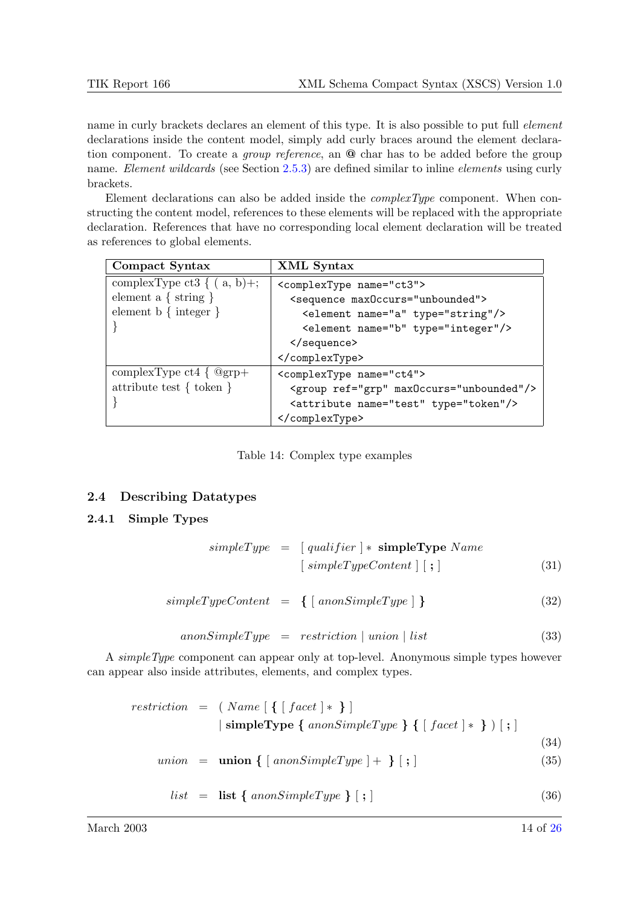name in curly brackets declares an element of this type. It is also possible to put full *element* declarations inside the content model, simply add curly braces around the element declaration component. To create a *group reference*, an **@** char has to be added before the group name. *Element wildcards* (see Section 2.5.3) are defined similar to inline *elements* using curly brackets.

Element declarations can also be added inside the *complexType* component. When constructing the content model, references to these elements will be replaced with the appropriate declaration. References that have no corresponding local element declaration will be treated as references to global elements.

| Compact Syntax | XML Syntax |
|---|---|
| complexType ct3 { ( a, b)+;<br>element a { string }<br>element b { integer }<br>} | `<complexType name="ct3">`<br>`  <sequence maxOccurs="unbounded">`<br>`    <element name="a" type="string"/>`<br>`    <element name="b" type="integer"/>`<br>`  </sequence>`<br>`</complexType>` |
| complexType ct4 { @grp+<br>attribute test { token }<br>} | `<complexType name="ct4">`<br>`  <group ref="grp" maxOccurs="unbounded"/>`<br>`  <attribute name="test" type="token"/>`<br>`</complexType>` |

Table 14: Complex type examples

## 2.4 Describing Datatypes

### 2.4.1 Simple Types

$$simpleType \;=\; [\; qualifier \;]* \;\textbf{simpleType}\; Name \;[\; simpleTypeContent \;]\;[\;\textbf{;}\;] \tag{31}$$

$$simpleTypeContent \;=\; \textbf{\{}\;[\; anonSimpleType \;]\;\textbf{\}} \tag{32}$$

$$anonSimpleType \;=\; restriction \mid union \mid list \tag{33}$$

A *simpleType* component can appear only at top-level. Anonymous simple types however can appear also inside attributes, elements, and complex types.

$$restriction \;=\; (\; Name \;[\;\textbf{\{}\;[\; facet \;]*\;\textbf{\}}\;] \mid \textbf{simpleType}\;\textbf{\{}\; anonSimpleType \;\textbf{\}}\;\textbf{\{}\;[\; facet \;]*\;\textbf{\}}\;)\;[\;\textbf{;}\;] \tag{34}$$

$$union \;=\; \textbf{union}\;\textbf{\{}\;[\; anonSimpleType \;]+\;\textbf{\}}\;[\;\textbf{;}\;] \tag{35}$$

$$list \;=\; \textbf{list}\;\textbf{\{}\; anonSimpleType \;\textbf{\}}\;[\;\textbf{;}\;] \tag{36}$$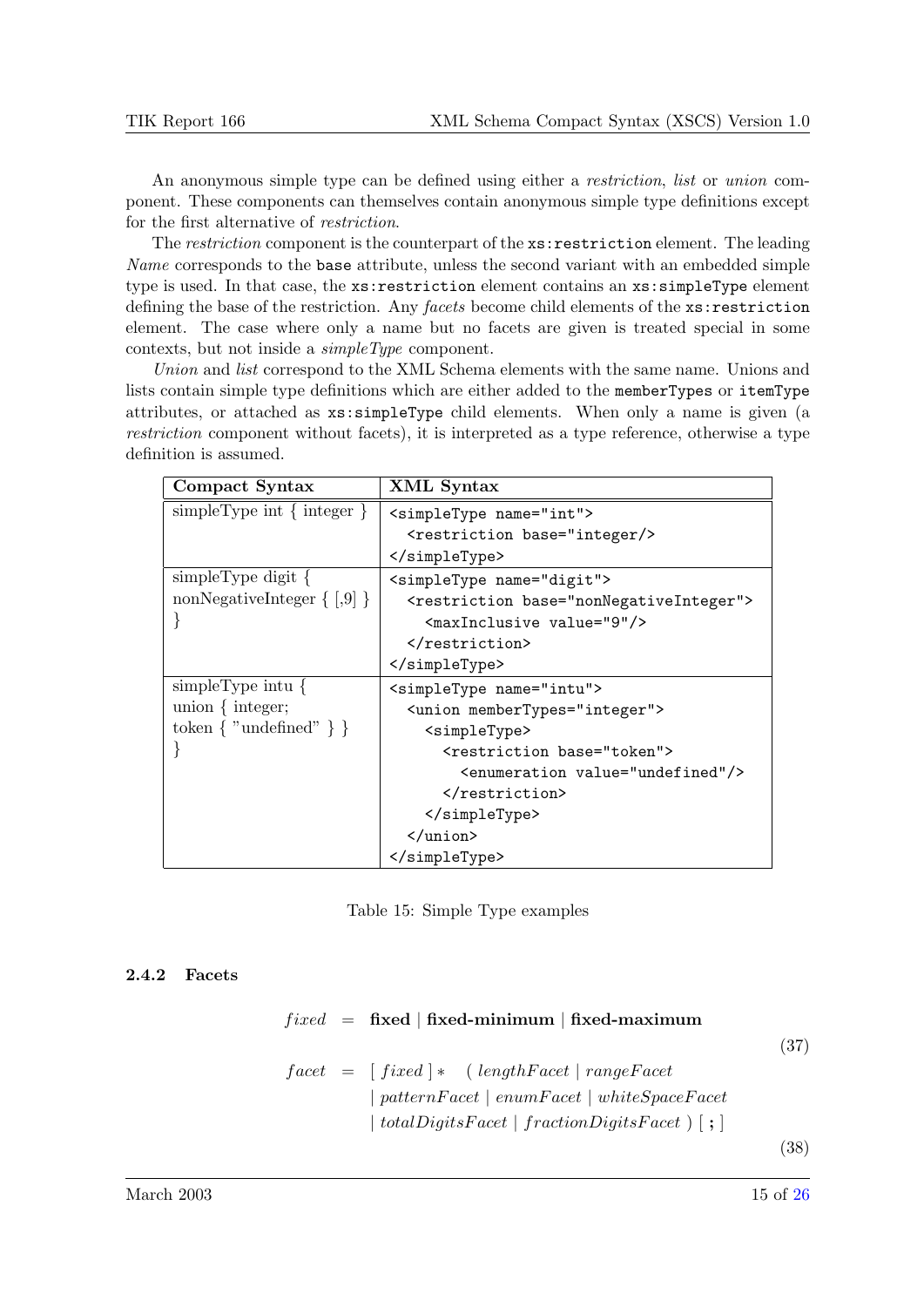An anonymous simple type can be defined using either a *restriction*, *list* or *union* component. These components can themselves contain anonymous simple type definitions except for the first alternative of *restriction*.

The *restriction* component is the counterpart of the `xs:restriction` element. The leading *Name* corresponds to the `base` attribute, unless the second variant with an embedded simple type is used. In that case, the `xs:restriction` element contains an `xs:simpleType` element defining the base of the restriction. Any *facets* become child elements of the `xs:restriction` element. The case where only a name but no facets are given is treated special in some contexts, but not inside a *simpleType* component.

*Union* and *list* correspond to the XML Schema elements with the same name. Unions and lists contain simple type definitions which are either added to the `memberTypes` or `itemType` attributes, or attached as `xs:simpleType` child elements. When only a name is given (a *restriction* component without facets), it is interpreted as a type reference, otherwise a type definition is assumed.

| Compact Syntax | XML Syntax |
|---|---|
| simpleType int { integer } | `<simpleType name="int">`<br>`  <restriction base="integer/>`<br>`</simpleType>` |
| simpleType digit {<br>nonNegativeInteger { [,9] }<br>} | `<simpleType name="digit">`<br>`  <restriction base="nonNegativeInteger">`<br>`    <maxInclusive value="9"/>`<br>`  </restriction>`<br>`</simpleType>` |
| simpleType intu {<br>union { integer;<br>token { "undefined" } }<br>} | `<simpleType name="intu">`<br>`  <union memberTypes="integer">`<br>`    <simpleType>`<br>`      <restriction base="token">`<br>`        <enumeration value="undefined"/>`<br>`      </restriction>`<br>`    </simpleType>`<br>`  </union>`<br>`</simpleType>` |

Table 15: Simple Type examples

### 2.4.2 Facets

$$fixed \;=\; \textbf{fixed} \mid \textbf{fixed-minimum} \mid \textbf{fixed-maximum} \tag{37}$$

$$\begin{aligned} facet \;=\; & [\; fixed \;] * \quad (\; lengthFacet \mid rangeFacet \\ & \mid patternFacet \mid enumFacet \mid whiteSpaceFacet \\ & \mid totalDigitsFacet \mid fractionDigitsFacet \;)\; [\; \textbf{;} \;] \end{aligned} \tag{38}$$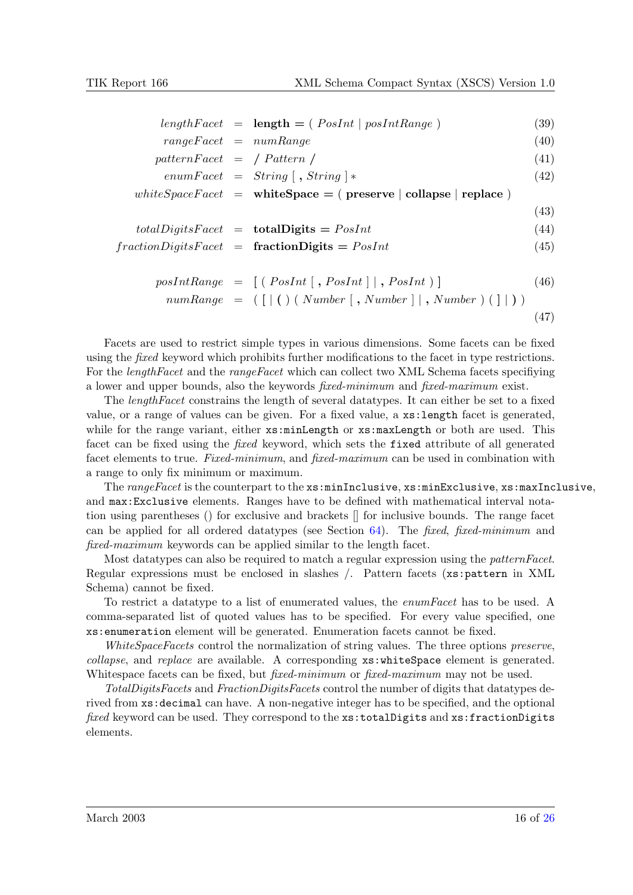$$lengthFacet \;=\; \textbf{length} = (\; PosInt \mid posIntRange \;) \tag{39}$$

$$rangeFacet \;=\; numRange \tag{40}$$

$$patternFacet \;=\; /\; Pattern \;/ \tag{41}$$

$$enumFacet \;=\; String \;[\; , \; String \;] * \tag{42}$$

$$whiteSpaceFacet \;=\; \textbf{whiteSpace} = (\; \textbf{preserve} \mid \textbf{collapse} \mid \textbf{replace} \;) \tag{43}$$

$$totalDigitsFacet \;=\; \textbf{totalDigits} = PosInt \tag{44}$$

$$fractionDigitsFacet \;=\; \textbf{fractionDigits} = PosInt \tag{45}$$

$$posIntRange \;=\; [\; (\; PosInt \;[\; , \; PosInt \;] \mid , \; PosInt \;) \;] \tag{46}$$

$$numRange \;=\; (\; [ \mid (\;) \; (\; Number \;[\; , \; Number \;] \mid , \; Number \;) \; (\; ] \mid )\; ) \tag{47}$$

Facets are used to restrict simple types in various dimensions. Some facets can be fixed using the *fixed* keyword which prohibits further modifications to the facet in type restrictions. For the *lengthFacet* and the *rangeFacet* which can collect two XML Schema facets specifiying a lower and upper bounds, also the keywords *fixed-minimum* and *fixed-maximum* exist.

The *lengthFacet* constrains the length of several datatypes. It can either be set to a fixed value, or a range of values can be given. For a fixed value, a `xs:length` facet is generated, while for the range variant, either `xs:minLength` or `xs:maxLength` or both are used. This facet can be fixed using the *fixed* keyword, which sets the `fixed` attribute of all generated facet elements to true. *Fixed-minimum*, and *fixed-maximum* can be used in combination with a range to only fix minimum or maximum.

The *rangeFacet* is the counterpart to the `xs:minInclusive`, `xs:minExclusive`, `xs:maxInclusive`, and `max:Exclusive` elements. Ranges have to be defined with mathematical interval notation using parentheses () for exclusive and brackets [] for inclusive bounds. The range facet can be applied for all ordered datatypes (see Section 64). The *fixed*, *fixed-minimum* and *fixed-maximum* keywords can be applied similar to the length facet.

Most datatypes can also be required to match a regular expression using the *patternFacet*. Regular expressions must be enclosed in slashes /. Pattern facets (`xs:pattern` in XML Schema) cannot be fixed.

To restrict a datatype to a list of enumerated values, the *enumFacet* has to be used. A comma-separated list of quoted values has to be specified. For every value specified, one `xs:enumeration` element will be generated. Enumeration facets cannot be fixed.

*WhiteSpaceFacets* control the normalization of string values. The three options *preserve*, *collapse*, and *replace* are available. A corresponding `xs:whiteSpace` element is generated. Whitespace facets can be fixed, but *fixed-minimum* or *fixed-maximum* may not be used.

*TotalDigitsFacets* and *FractionDigitsFacets* control the number of digits that datatypes derived from `xs:decimal` can have. A non-negative integer has to be specified, and the optional *fixed* keyword can be used. They correspond to the `xs:totalDigits` and `xs:fractionDigits` elements.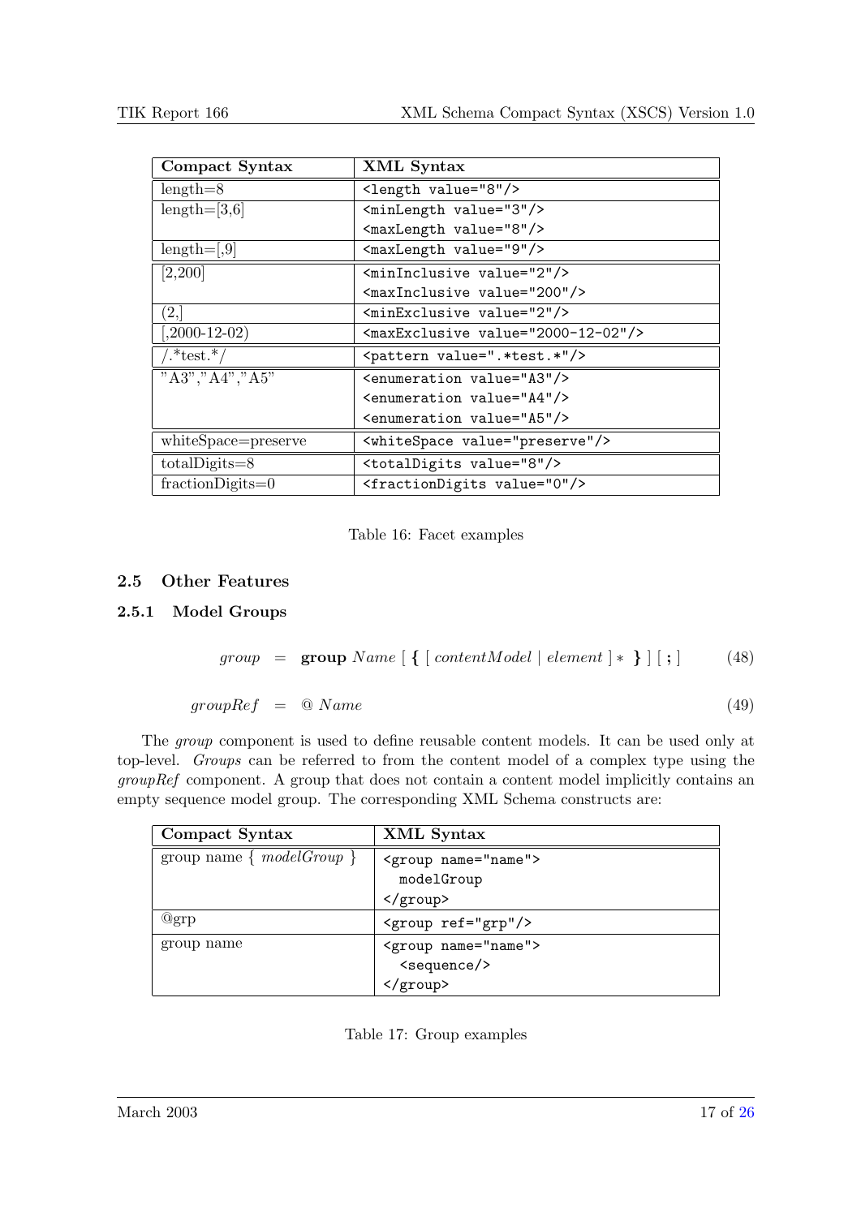| Compact Syntax | XML Syntax |
|---|---|
| length=8 | `<length value="8"/>` |
| length=[3,6] | `<minLength value="3"/>` `<maxLength value="8"/>` |
| length=[,9] | `<maxLength value="9"/>` |
| [2,200] | `<minInclusive value="2"/>` `<maxInclusive value="200"/>` |
| (2,] | `<minExclusive value="2"/>` |
| [,2000-12-02) | `<maxExclusive value="2000-12-02"/>` |
| /.*test.*/ | `<pattern value=".*test.*"/>` |
| "A3","A4","A5" | `<enumeration value="A3"/>` `<enumeration value="A4"/>` `<enumeration value="A5"/>` |
| whiteSpace=preserve | `<whiteSpace value="preserve"/>` |
| totalDigits=8 | `<totalDigits value="8"/>` |
| fractionDigits=0 | `<fractionDigits value="0"/>` |

Table 16: Facet examples

### 2.5 Other Features

#### 2.5.1 Model Groups

$$group \;=\; \textbf{group}\ Name\ [\ \textbf{\{}\ [\ contentModel \mid element\ ]*\ \textbf{\}}\ ]\ [\ \textbf{;}\ ] \tag{48}$$

$$groupRef \;=\; @\ Name \tag{49}$$

The *group* component is used to define reusable content models. It can be used only at top-level. *Groups* can be referred to from the content model of a complex type using the *groupRef* component. A group that does not contain a content model implicitly contains an empty sequence model group. The corresponding XML Schema constructs are:

| Compact Syntax | XML Syntax |
|---|---|
| group name { *modelGroup* } | `<group name="name">` `modelGroup` `</group>` |
| @grp | `<group ref="grp"/>` |
| group name | `<group name="name">` `<sequence/>` `</group>` |

Table 17: Group examples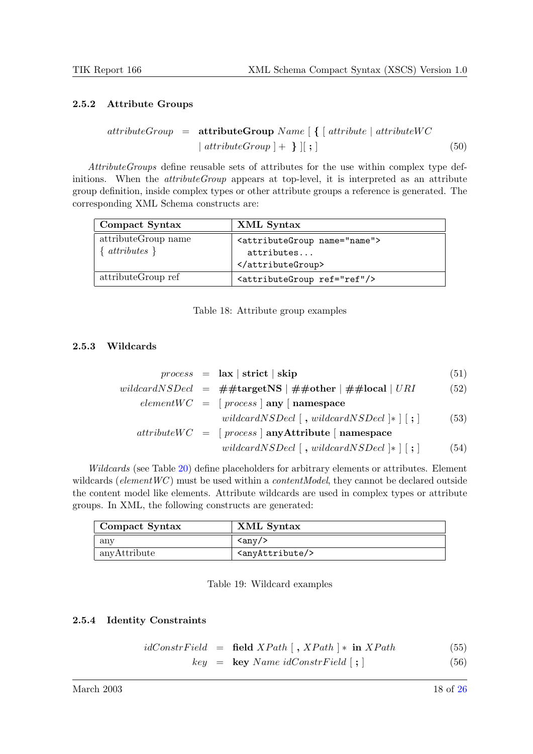### 2.5.2 Attribute Groups

$$attributeGroup \;=\; \textbf{attributeGroup}\ Name\ [\ \textbf{\{}\ [\ attribute \mid attributeWC \mid attributeGroup\ ]+\ \textbf{\}}\ ][\ \textbf{;}\ ] \tag{50}$$

*AttributeGroups* define reusable sets of attributes for the use within complex type definitions. When the *attributeGroup* appears at top-level, it is interpreted as an attribute group definition, inside complex types or other attribute groups a reference is generated. The corresponding XML Schema constructs are:

| Compact Syntax | XML Syntax |
|---|---|
| attributeGroup name { *attributes* } | `<attributeGroup name="name">` `attributes...` `</attributeGroup>` |
| attributeGroup ref | `<attributeGroup ref="ref"/>` |

Table 18: Attribute group examples

### 2.5.3 Wildcards

$$process \;=\; \textbf{lax} \mid \textbf{strict} \mid \textbf{skip} \tag{51}$$

$$wildcardNSDecl \;=\; \textbf{\#\#targetNS} \mid \textbf{\#\#other} \mid \textbf{\#\#local} \mid URI \tag{52}$$

$$elementWC \;=\; [\ process\ ]\ \textbf{any}\ [\ \textbf{namespace}\ wildcardNSDecl\ [\ \textbf{,}\ wildcardNSDecl\ ]*\ ]\ [\ \textbf{;}\ ] \tag{53}$$

$$attributeWC \;=\; [\ process\ ]\ \textbf{anyAttribute}\ [\ \textbf{namespace}\ wildcardNSDecl\ [\ \textbf{,}\ wildcardNSDecl\ ]*\ ]\ [\ \textbf{;}\ ] \tag{54}$$

*Wildcards* (see Table 20) define placeholders for arbitrary elements or attributes. Element wildcards (*elementWC*) must be used within a *contentModel*, they cannot be declared outside the content model like elements. Attribute wildcards are used in complex types or attribute groups. In XML, the following constructs are generated:

| Compact Syntax | XML Syntax |
|---|---|
| any | `<any/>` |
| anyAttribute | `<anyAttribute/>` |

Table 19: Wildcard examples

### 2.5.4 Identity Constraints

$$idConstrField \;=\; \textbf{field}\ XPath\ [\ \textbf{,}\ XPath\ ]*\ \textbf{in}\ XPath \tag{55}$$

$$key \;=\; \textbf{key}\ Name\ idConstrField\ [\ \textbf{;}\ ] \tag{56}$$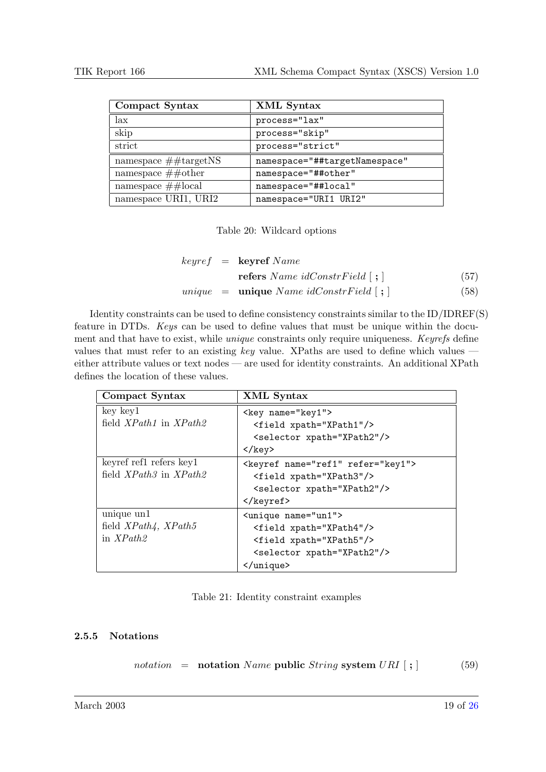| Compact Syntax | XML Syntax |
|---|---|
| lax | `process="lax"` |
| skip | `process="skip"` |
| strict | `process="strict"` |
| namespace ##targetNS | `namespace="##targetNamespace"` |
| namespace ##other | `namespace="##other"` |
| namespace ##local | `namespace="##local"` |
| namespace URI1, URI2 | `namespace="URI1 URI2"` |

Table 20: Wildcard options

$$\begin{aligned} \textit{keyref} \;&=\; \textbf{keyref}\ \textit{Name} \\ &\quad\ \textbf{refers}\ \textit{Name}\ \textit{idConstrField}\ [\ \textbf{;}\ ] \qquad (57) \\ \textit{unique} \;&=\; \textbf{unique}\ \textit{Name}\ \textit{idConstrField}\ [\ \textbf{;}\ ] \qquad (58) \end{aligned}$$

Identity constraints can be used to define consistency constraints similar to the ID/IDREF(S) feature in DTDs. *Keys* can be used to define values that must be unique within the document and that have to exist, while *unique* constraints only require uniqueness. *Keyrefs* define values that must refer to an existing *key* value. XPaths are used to define which values — either attribute values or text nodes — are used for identity constraints. An additional XPath defines the location of these values.

| Compact Syntax | XML Syntax |
|---|---|
| key key1<br>field *XPath1* in *XPath2* | `<key name="key1">`<br>`  <field xpath="XPath1"/>`<br>`  <selector xpath="XPath2"/>`<br>`</key>` |
| keyref ref1 refers key1<br>field *XPath3* in *XPath2* | `<keyref name="ref1" refer="key1">`<br>`  <field xpath="XPath3"/>`<br>`  <selector xpath="XPath2"/>`<br>`</keyref>` |
| unique un1<br>field *XPath4*, *XPath5*<br>in *XPath2* | `<unique name="un1">`<br>`  <field xpath="XPath4"/>`<br>`  <field xpath="XPath5"/>`<br>`  <selector xpath="XPath2"/>`<br>`</unique>` |

Table 21: Identity constraint examples

#### 2.5.5 Notations

$$\textit{notation} \;=\; \textbf{notation}\ \textit{Name}\ \textbf{public}\ \textit{String}\ \textbf{system}\ \textit{URI}\ [\ \textbf{;}\ ] \qquad (59)$$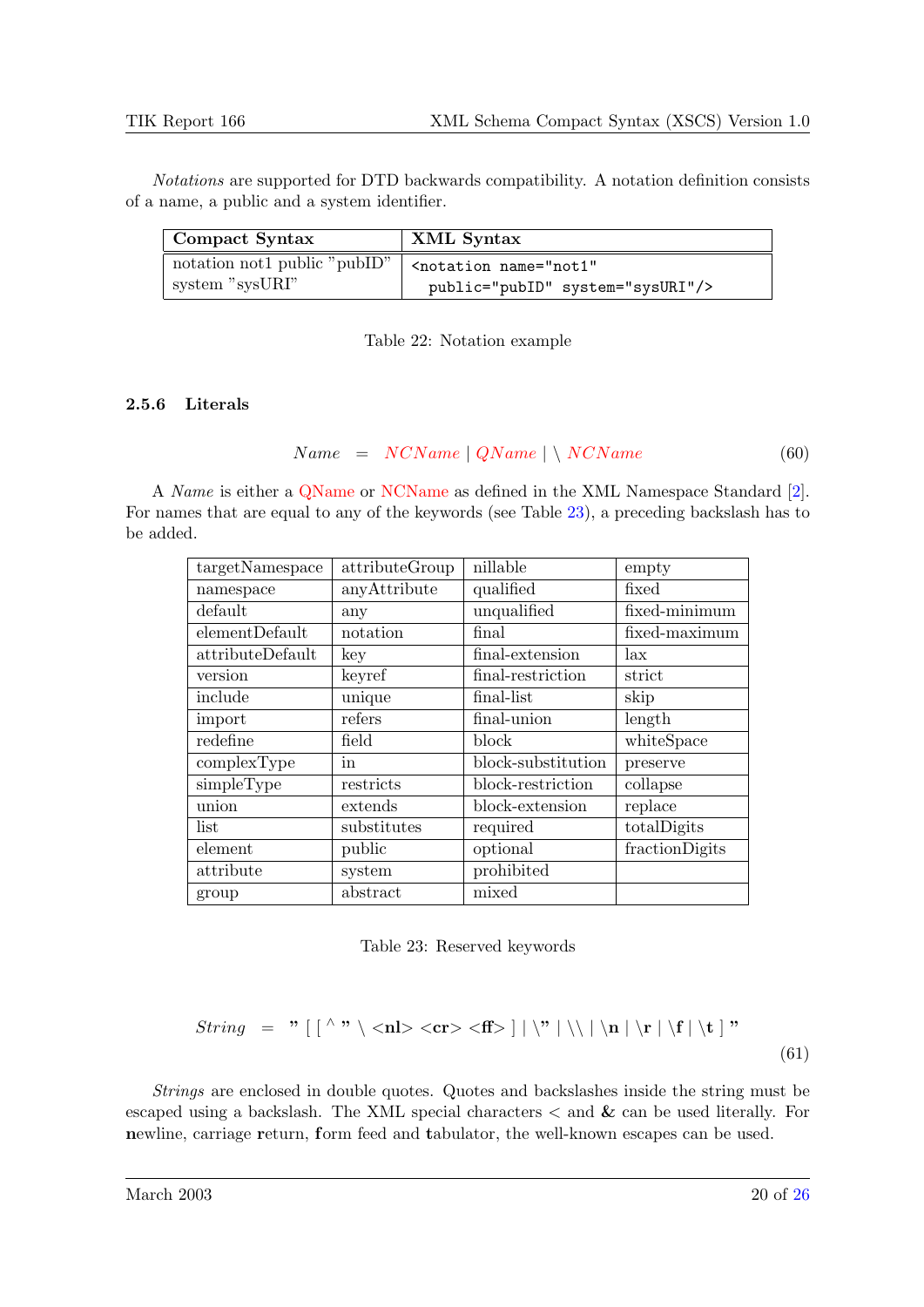*Notations* are supported for DTD backwards compatibility. A notation definition consists of a name, a public and a system identifier.

| **Compact Syntax** | **XML Syntax** |
|---|---|
| notation not1 public "pubID" system "sysURI" | `<notation name="not1" public="pubID" system="sysURI"/>` |

Table 22: Notation example

### 2.5.6 Literals

$$Name \quad = \quad NCName \mid QName \mid \backslash\ NCName \tag{60}$$

A *Name* is either a QName or NCName as defined in the XML Namespace Standard [2]. For names that are equal to any of the keywords (see Table 23), a preceding backslash has to be added.

| | | | |
|---|---|---|---|
| targetNamespace | attributeGroup | nillable | empty |
| namespace | anyAttribute | qualified | fixed |
| default | any | unqualified | fixed-minimum |
| elementDefault | notation | final | fixed-maximum |
| attributeDefault | key | final-extension | lax |
| version | keyref | final-restriction | strict |
| include | unique | final-list | skip |
| import | refers | final-union | length |
| redefine | field | block | whiteSpace |
| complexType | in | block-substitution | preserve |
| simpleType | restricts | block-restriction | collapse |
| union | extends | block-extension | replace |
| list | substitutes | required | totalDigits |
| element | public | optional | fractionDigits |
| attribute | system | prohibited | |
| group | abstract | mixed | |

Table 23: Reserved keywords

$$String \quad = \quad \textbf{"}\ [\ [\ \hat{}\ \textbf{"}\ \backslash\ \textbf{<nl>}\ \textbf{<cr>}\ \textbf{<ff>}\ ]\ \mid \backslash\textbf{"} \mid \backslash\backslash \mid \backslash\textbf{n} \mid \backslash\textbf{r} \mid \backslash\textbf{f} \mid \backslash\textbf{t}\ ]\ \textbf{"} \tag{61}$$

*Strings* are enclosed in double quotes. Quotes and backslashes inside the string must be escaped using a backslash. The XML special characters < and **&** can be used literally. For **n**ewline, carriage **r**eturn, **f**orm feed and **t**abulator, the well-known escapes can be used.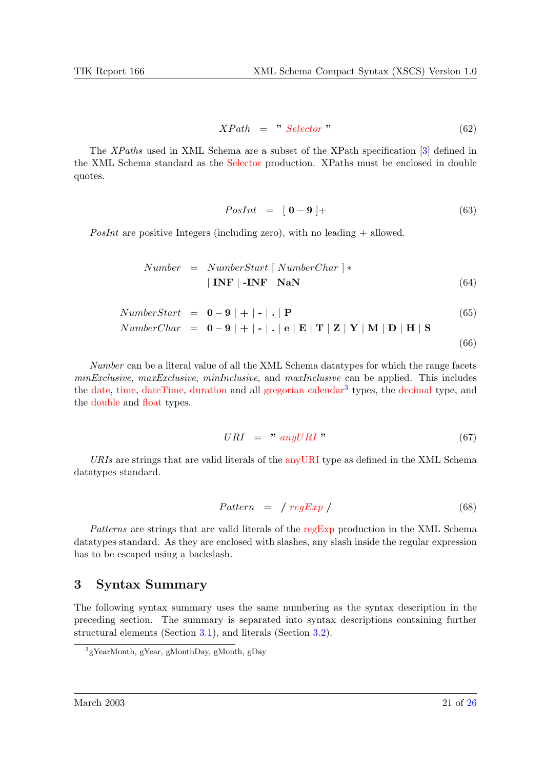$$XPath \;=\; \text{"}\; \textit{Selector} \;\text{"} \tag{62}$$

The *XPaths* used in XML Schema are a subset of the XPath specification [3] defined in the XML Schema standard as the Selector production. XPaths must be enclosed in double quotes.

$$PosInt \;=\; [\; \mathbf{0} - \mathbf{9} \;]+ \tag{63}$$

*PosInt* are positive Integers (including zero), with no leading + allowed.

$$\begin{aligned} Number \;=\;& NumberStart\; [\; NumberChar\; ]* \\ & |\; \textbf{INF} \;|\; \textbf{-INF} \;|\; \textbf{NaN} \end{aligned} \tag{64}$$

$$NumberStart \;=\; \mathbf{0} - \mathbf{9} \;|\; \mathbf{+} \;|\; \textbf{-} \;|\; \textbf{.} \;|\; \textbf{P} \tag{65}$$

$$NumberChar \;=\; \mathbf{0} - \mathbf{9} \;|\; \mathbf{+} \;|\; \textbf{-} \;|\; \textbf{.} \;|\; \textbf{e} \;|\; \textbf{E} \;|\; \textbf{T} \;|\; \textbf{Z} \;|\; \textbf{Y} \;|\; \textbf{M} \;|\; \textbf{D} \;|\; \textbf{H} \;|\; \textbf{S} \tag{66}$$

*Number* can be a literal value of all the XML Schema datatypes for which the range facets *minExclusive*, *maxExclusive*, *minInclusive*, and *maxInclusive* can be applied. This includes the date, time, dateTime, duration and all gregorian calendar[3] types, the decimal type, and the double and float types.

$$URI \;=\; \text{"}\; \textit{anyURI} \;\text{"} \tag{67}$$

*URIs* are strings that are valid literals of the anyURI type as defined in the XML Schema datatypes standard.

$$Pattern \;=\; /\; \textit{regExp}\; / \tag{68}$$

*Patterns* are strings that are valid literals of the regExp production in the XML Schema datatypes standard. As they are enclosed with slashes, any slash inside the regular expression has to be escaped using a backslash.

## 3 Syntax Summary

The following syntax summary uses the same numbering as the syntax description in the preceding section. The summary is separated into syntax descriptions containing further structural elements (Section 3.1), and literals (Section 3.2).

[3] gYearMonth, gYear, gMonthDay, gMonth, gDay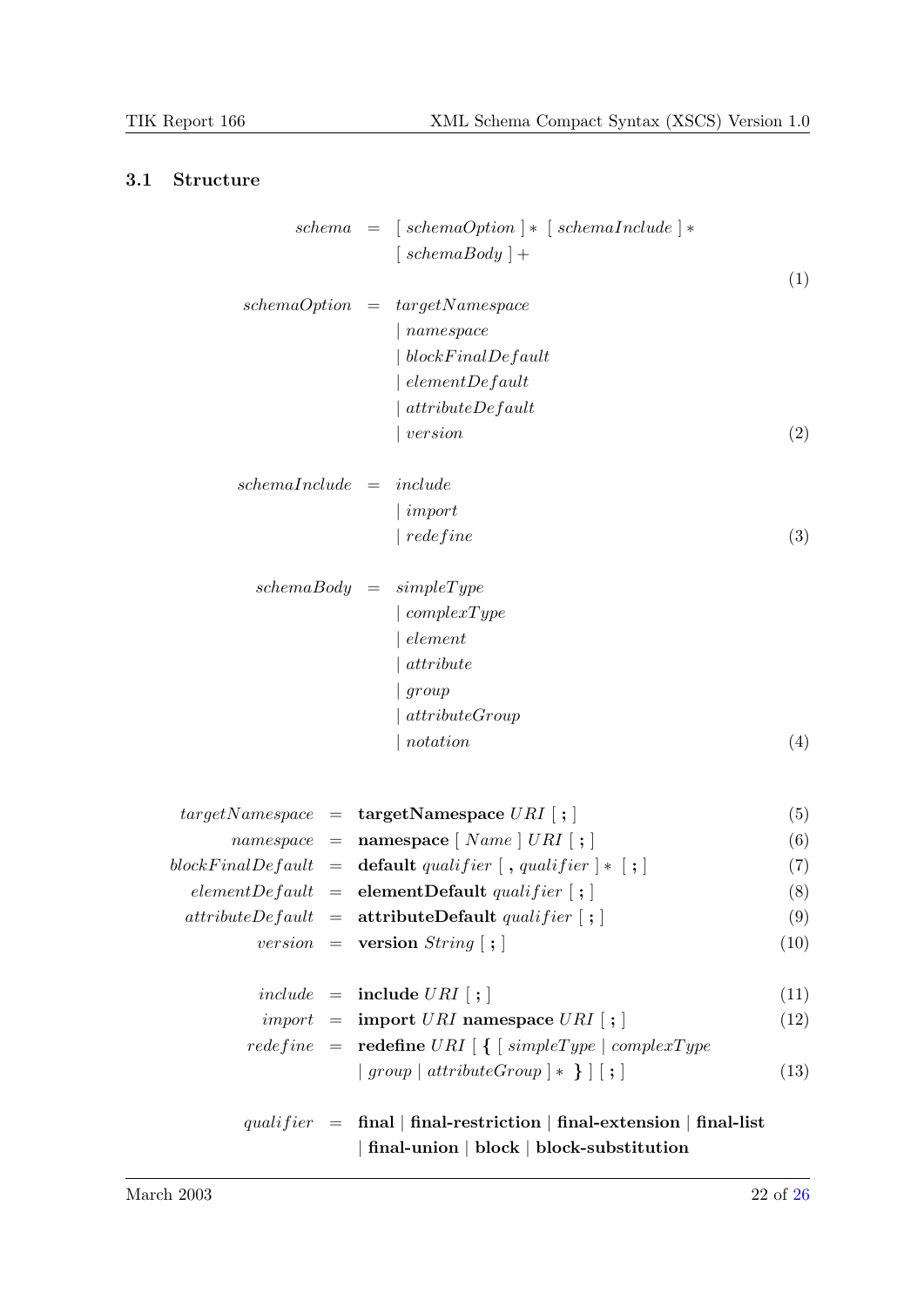### 3.1 Structure

$$\begin{aligned}
\textit{schema} \;&=\; [\ \textit{schemaOption}\ ]*\ [\ \textit{schemaInclude}\ ]* \\
&\quad\ [\ \textit{schemaBody}\ ]+
\end{aligned} \tag{1}$$

$$\begin{aligned}
\textit{schemaOption} \;&=\; \textit{targetNamespace} \\
&\quad\ |\ \textit{namespace} \\
&\quad\ |\ \textit{blockFinalDefault} \\
&\quad\ |\ \textit{elementDefault} \\
&\quad\ |\ \textit{attributeDefault} \\
&\quad\ |\ \textit{version}
\end{aligned} \tag{2}$$

$$\begin{aligned}
\textit{schemaInclude} \;&=\; \textit{include} \\
&\quad\ |\ \textit{import} \\
&\quad\ |\ \textit{redefine}
\end{aligned} \tag{3}$$

$$\begin{aligned}
\textit{schemaBody} \;&=\; \textit{simpleType} \\
&\quad\ |\ \textit{complexType} \\
&\quad\ |\ \textit{element} \\
&\quad\ |\ \textit{attribute} \\
&\quad\ |\ \textit{group} \\
&\quad\ |\ \textit{attributeGroup} \\
&\quad\ |\ \textit{notation}
\end{aligned} \tag{4}$$

$$\textit{targetNamespace} \;=\; \textbf{targetNamespace}\ \textit{URI}\ [\ \textbf{;}\ ] \tag{5}$$

$$\textit{namespace} \;=\; \textbf{namespace}\ [\ \textit{Name}\ ]\ \textit{URI}\ [\ \textbf{;}\ ] \tag{6}$$

$$\textit{blockFinalDefault} \;=\; \textbf{default}\ \textit{qualifier}\ [\ \textbf{,}\ \textit{qualifier}\ ]*\ [\ \textbf{;}\ ] \tag{7}$$

$$\textit{elementDefault} \;=\; \textbf{elementDefault}\ \textit{qualifier}\ [\ \textbf{;}\ ] \tag{8}$$

$$\textit{attributeDefault} \;=\; \textbf{attributeDefault}\ \textit{qualifier}\ [\ \textbf{;}\ ] \tag{9}$$

$$\textit{version} \;=\; \textbf{version}\ \textit{String}\ [\ \textbf{;}\ ] \tag{10}$$

$$\textit{include} \;=\; \textbf{include}\ \textit{URI}\ [\ \textbf{;}\ ] \tag{11}$$

$$\textit{import} \;=\; \textbf{import}\ \textit{URI}\ \textbf{namespace}\ \textit{URI}\ [\ \textbf{;}\ ] \tag{12}$$

$$\begin{aligned}
\textit{redefine} \;&=\; \textbf{redefine}\ \textit{URI}\ [\ \textbf{\{}\ [\ \textit{simpleType}\ |\ \textit{complexType} \\
&\quad\ |\ \textit{group}\ |\ \textit{attributeGroup}\ ]*\ \textbf{\}}\ ]\ [\ \textbf{;}\ ]
\end{aligned} \tag{13}$$

$$\begin{aligned}
\textit{qualifier} \;&=\; \textbf{final}\ |\ \textbf{final-restriction}\ |\ \textbf{final-extension}\ |\ \textbf{final-list} \\
&\quad\ |\ \textbf{final-union}\ |\ \textbf{block}\ |\ \textbf{block-substitution}
\end{aligned}$$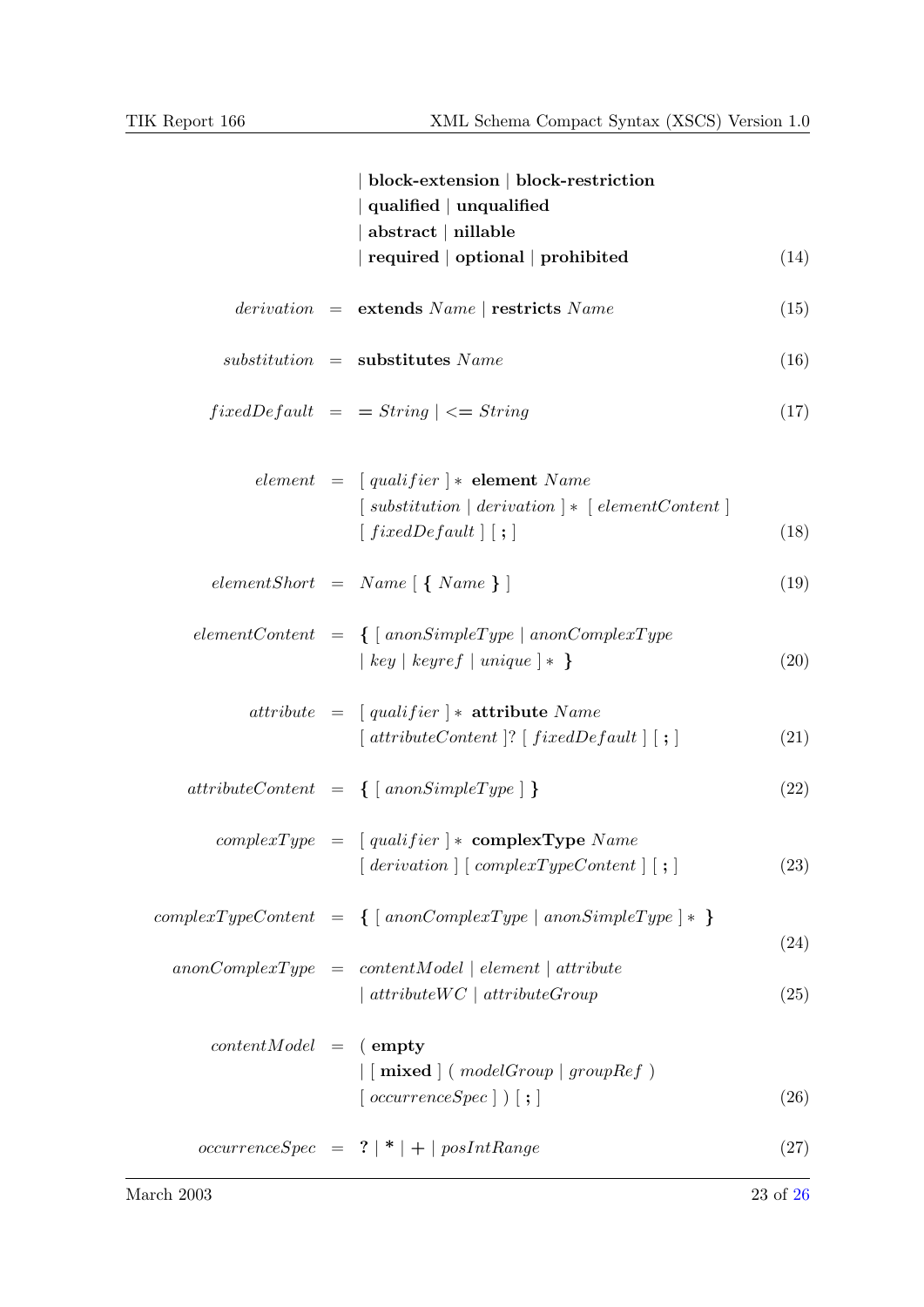$$
\begin{aligned}
& \quad \mid \textbf{block-extension} \mid \textbf{block-restriction} \\
& \quad \mid \textbf{qualified} \mid \textbf{unqualified} \\
& \quad \mid \textbf{abstract} \mid \textbf{nillable} \\
& \quad \mid \textbf{required} \mid \textbf{optional} \mid \textbf{prohibited}
\end{aligned} \tag{14}
$$

$$
\mathit{derivation} \;=\; \textbf{extends}\ \mathit{Name} \mid \textbf{restricts}\ \mathit{Name} \tag{15}
$$

$$
\mathit{substitution} \;=\; \textbf{substitutes}\ \mathit{Name} \tag{16}
$$

$$
\mathit{fixedDefault} \;=\; \textbf{=}\ \mathit{String} \mid \textbf{<=}\ \mathit{String} \tag{17}
$$

$$
\begin{aligned}
\mathit{element} \;=\; & [\ \mathit{qualifier}\ ]*\ \textbf{element}\ \mathit{Name} \\
& [\ \mathit{substitution} \mid \mathit{derivation}\ ]*\ [\ \mathit{elementContent}\ ] \\
& [\ \mathit{fixedDefault}\ ]\ [\ \textbf{;}\ ]
\end{aligned} \tag{18}
$$

$$
\mathit{elementShort} \;=\; \mathit{Name}\ [\ \textbf{\{}\ \mathit{Name}\ \textbf{\}}\ ] \tag{19}
$$

$$
\begin{aligned}
\mathit{elementContent} \;=\; & \textbf{\{}\ [\ \mathit{anonSimpleType} \mid \mathit{anonComplexType} \\
& \mid \mathit{key} \mid \mathit{keyref} \mid \mathit{unique}\ ]*\ \textbf{\}}
\end{aligned} \tag{20}
$$

$$
\begin{aligned}
\mathit{attribute} \;=\; & [\ \mathit{qualifier}\ ]*\ \textbf{attribute}\ \mathit{Name} \\
& [\ \mathit{attributeContent}\ ]?\ [\ \mathit{fixedDefault}\ ]\ [\ \textbf{;}\ ]
\end{aligned} \tag{21}
$$

$$
\mathit{attributeContent} \;=\; \textbf{\{}\ [\ \mathit{anonSimpleType}\ ]\ \textbf{\}} \tag{22}
$$

$$
\begin{aligned}
\mathit{complexType} \;=\; & [\ \mathit{qualifier}\ ]*\ \textbf{complexType}\ \mathit{Name} \\
& [\ \mathit{derivation}\ ]\ [\ \mathit{complexTypeContent}\ ]\ [\ \textbf{;}\ ]
\end{aligned} \tag{23}
$$

$$
\mathit{complexTypeContent} \;=\; \textbf{\{}\ [\ \mathit{anonComplexType} \mid \mathit{anonSimpleType}\ ]*\ \textbf{\}} \tag{24}
$$

$$
\begin{aligned}
\mathit{anonComplexType} \;=\; & \mathit{contentModel} \mid \mathit{element} \mid \mathit{attribute} \\
& \mid \mathit{attributeWC} \mid \mathit{attributeGroup}
\end{aligned} \tag{25}
$$

$$
\begin{aligned}
\mathit{contentModel} \;=\; & (\ \textbf{empty} \\
& \mid [\ \textbf{mixed}\ ]\ (\ \mathit{modelGroup} \mid \mathit{groupRef}\ ) \\
& [\ \mathit{occurrenceSpec}\ ]\ )\ [\ \textbf{;}\ ]
\end{aligned} \tag{26}
$$

$$
\mathit{occurrenceSpec} \;=\; \textbf{?} \mid \textbf{*} \mid \textbf{+} \mid \mathit{posIntRange} \tag{27}
$$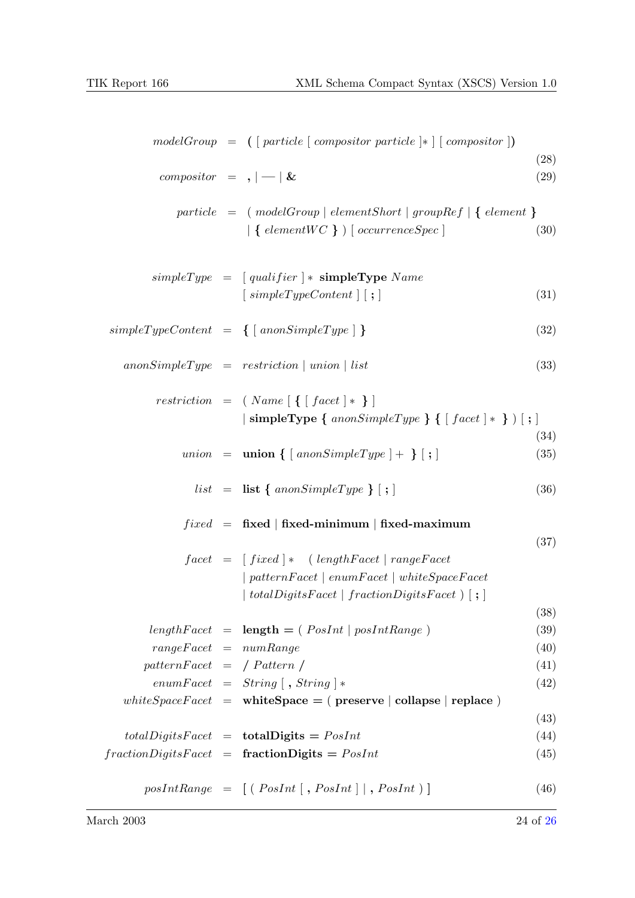$$modelGroup \;=\; \textbf{(}\; [\; particle\; [\; compositor\; particle\; ]*\; ]\; [\; compositor\; ]\textbf{)} \tag{28}$$

$$compositor \;=\; \textbf{,} \mid \textbf{—} \mid \textbf{\&} \tag{29}$$

$$particle \;=\; (\; modelGroup \mid elementShort \mid groupRef \mid \textbf{\{}\; element\; \textbf{\}} \mid \textbf{\{}\; elementWC\; \textbf{\}}\; )\; [\; occurrenceSpec\; ] \tag{30}$$

$$simpleType \;=\; [\; qualifier\; ]*\; \textbf{simpleType}\; Name\; [\; simpleTypeContent\; ]\; [\; \textbf{;}\; ] \tag{31}$$

$$simpleTypeContent \;=\; \textbf{\{}\; [\; anonSimpleType\; ]\; \textbf{\}} \tag{32}$$

$$anonSimpleType \;=\; restriction \mid union \mid list \tag{33}$$

$$restriction \;=\; (\; Name\; [\; \textbf{\{}\; [\; facet\; ]*\; \textbf{\}}\; ] \mid \textbf{simpleType}\; \textbf{\{}\; anonSimpleType\; \textbf{\}}\; \textbf{\{}\; [\; facet\; ]*\; \textbf{\}}\; )\; [\; \textbf{;}\; ] \tag{34}$$

$$union \;=\; \textbf{union}\; \textbf{\{}\; [\; anonSimpleType\; ]+\; \textbf{\}}\; [\; \textbf{;}\; ] \tag{35}$$

$$list \;=\; \textbf{list}\; \textbf{\{}\; anonSimpleType\; \textbf{\}}\; [\; \textbf{;}\; ] \tag{36}$$

$$fixed \;=\; \textbf{fixed} \mid \textbf{fixed-minimum} \mid \textbf{fixed-maximum} \tag{37}$$

$$facet \;=\; [\; fixed\; ]*\; \; (\; lengthFacet \mid rangeFacet \mid patternFacet \mid enumFacet \mid whiteSpaceFacet \mid totalDigitsFacet \mid fractionDigitsFacet\; )\; [\; \textbf{;}\; ] \tag{38}$$

$$lengthFacet \;=\; \textbf{length} \textbf{=}\; (\; PosInt \mid posIntRange\; ) \tag{39}$$

$$rangeFacet \;=\; numRange \tag{40}$$

$$patternFacet \;=\; \textbf{/}\; Pattern\; \textbf{/} \tag{41}$$

$$enumFacet \;=\; String\; [\; \textbf{,}\; String\; ]* \tag{42}$$

$$whiteSpaceFacet \;=\; \textbf{whiteSpace} \textbf{=}\; (\; \textbf{preserve} \mid \textbf{collapse} \mid \textbf{replace}\; ) \tag{43}$$

$$totalDigitsFacet \;=\; \textbf{totalDigits} \textbf{=}\; PosInt \tag{44}$$

$$fractionDigitsFacet \;=\; \textbf{fractionDigits} \textbf{=}\; PosInt \tag{45}$$

$$posIntRange \;=\; [\; (\; PosInt\; [\; \textbf{,}\; PosInt\; ] \mid \textbf{,}\; PosInt\; )\; ] \tag{46}$$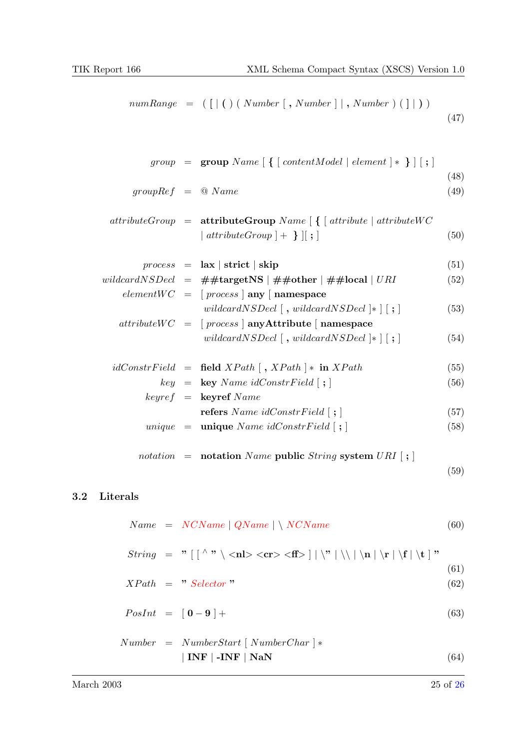$$numRange \;=\; (\,\textbf{[}\mid\textbf{(}\,)\;(\,Number\;[\;\textbf{,}\;Number\;]\mid\textbf{,}\;Number\,)\;(\,\textbf{]}\mid\textbf{)}\,) \tag{47}$$

$$group \;=\; \textbf{group}\;Name\;[\;\textbf{\{}\;[\;contentModel\mid element\;]*\;\textbf{\}}\;]\;[\;\textbf{;}\;] \tag{48}$$

$$groupRef \;=\; @\;Name \tag{49}$$

$$attributeGroup \;=\; \textbf{attributeGroup}\;Name\;[\;\textbf{\{}\;[\;attribute\mid attributeWC\mid attributeGroup\;]+\;\textbf{\}}\;][\;\textbf{;}\;] \tag{50}$$

$$process \;=\; \textbf{lax}\mid\textbf{strict}\mid\textbf{skip} \tag{51}$$

$$wildcardNSDecl \;=\; \textbf{\#\#targetNS}\mid\textbf{\#\#other}\mid\textbf{\#\#local}\mid URI \tag{52}$$

$$elementWC \;=\; [\;process\;]\;\textbf{any}\;[\;\textbf{namespace}\;wildcardNSDecl\;[\;\textbf{,}\;wildcardNSDecl\;]*\;]\;[\;\textbf{;}\;] \tag{53}$$

$$attributeWC \;=\; [\;process\;]\;\textbf{anyAttribute}\;[\;\textbf{namespace}\;wildcardNSDecl\;[\;\textbf{,}\;wildcardNSDecl\;]*\;]\;[\;\textbf{;}\;] \tag{54}$$

$$idConstrField \;=\; \textbf{field}\;XPath\;[\;\textbf{,}\;XPath\;]*\;\textbf{in}\;XPath \tag{55}$$

$$key \;=\; \textbf{key}\;Name\;idConstrField\;[\;\textbf{;}\;] \tag{56}$$

$$keyref \;=\; \textbf{keyref}\;Name\;\textbf{refers}\;Name\;idConstrField\;[\;\textbf{;}\;] \tag{57}$$

$$unique \;=\; \textbf{unique}\;Name\;idConstrField\;[\;\textbf{;}\;] \tag{58}$$

$$notation \;=\; \textbf{notation}\;Name\;\textbf{public}\;String\;\textbf{system}\;URI\;[\;\textbf{;}\;] \tag{59}$$

## 3.2 Literals

$$Name \;=\; NCName\mid QName\mid\backslash\;NCName \tag{60}$$

$$String \;=\; \textbf{"}\;[\;[\;\hat{}\;\textbf{"}\;\backslash\;\textbf{<nl>}\;\textbf{<cr>}\;\textbf{<ff>}\;]\mid\textbf{\textbackslash"}\mid\textbf{\textbackslash\textbackslash}\mid\textbf{\textbackslash n}\mid\textbf{\textbackslash r}\mid\textbf{\textbackslash f}\mid\textbf{\textbackslash t}\;]\;\textbf{"} \tag{61}$$

$$XPath \;=\; \textbf{"}\;Selector\;\textbf{"} \tag{62}$$

$$PosInt \;=\; [\;\textbf{0}-\textbf{9}\;]+ \tag{63}$$

$$Number \;=\; NumberStart\;[\;NumberChar\;]*\mid\textbf{INF}\mid\textbf{-INF}\mid\textbf{NaN} \tag{64}$$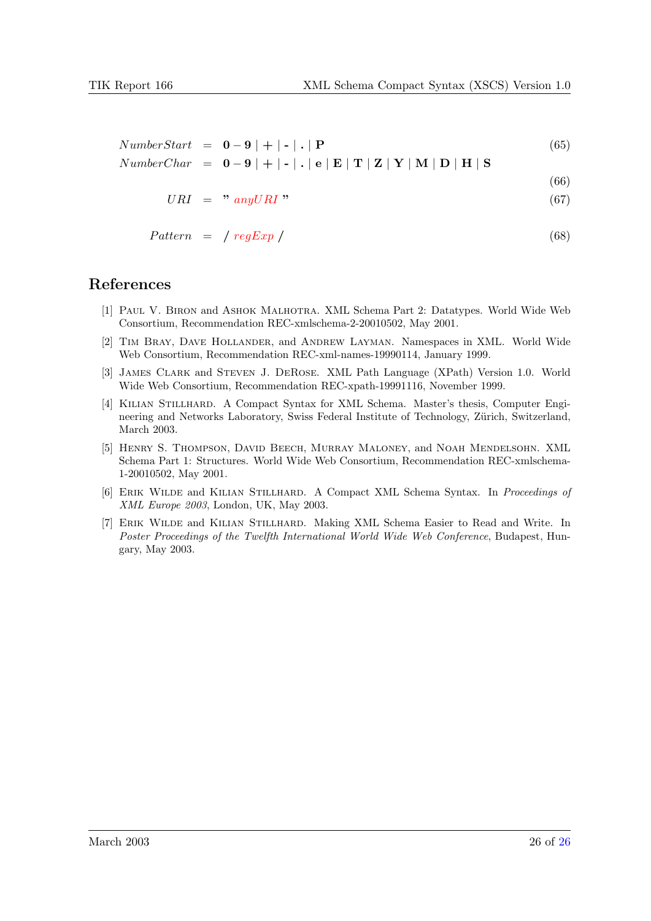$$NumberStart = \mathbf{0-9} \mid \mathbf{+} \mid \mathbf{-} \mid \mathbf{.} \mid \mathbf{P} \tag{65}$$

$$NumberChar = \mathbf{0-9} \mid \mathbf{+} \mid \mathbf{-} \mid \mathbf{.} \mid \mathbf{e} \mid \mathbf{E} \mid \mathbf{T} \mid \mathbf{Z} \mid \mathbf{Y} \mid \mathbf{M} \mid \mathbf{D} \mid \mathbf{H} \mid \mathbf{S} \tag{66}$$

$$URI = \text{"}\ anyURI\ \text{"} \tag{67}$$

$$Pattern = /\ regExp\ / \tag{68}$$

## References

[1] Paul V. Biron and Ashok Malhotra. XML Schema Part 2: Datatypes. World Wide Web Consortium, Recommendation REC-xmlschema-2-20010502, May 2001.

[2] Tim Bray, Dave Hollander, and Andrew Layman. Namespaces in XML. World Wide Web Consortium, Recommendation REC-xml-names-19990114, January 1999.

[3] James Clark and Steven J. DeRose. XML Path Language (XPath) Version 1.0. World Wide Web Consortium, Recommendation REC-xpath-19991116, November 1999.

[4] Kilian Stillhard. A Compact Syntax for XML Schema. Master's thesis, Computer Engineering and Networks Laboratory, Swiss Federal Institute of Technology, Zürich, Switzerland, March 2003.

[5] Henry S. Thompson, David Beech, Murray Maloney, and Noah Mendelsohn. XML Schema Part 1: Structures. World Wide Web Consortium, Recommendation REC-xmlschema-1-20010502, May 2001.

[6] Erik Wilde and Kilian Stillhard. A Compact XML Schema Syntax. In *Proceedings of XML Europe 2003*, London, UK, May 2003.

[7] Erik Wilde and Kilian Stillhard. Making XML Schema Easier to Read and Write. In *Poster Proceedings of the Twelfth International World Wide Web Conference*, Budapest, Hungary, May 2003.